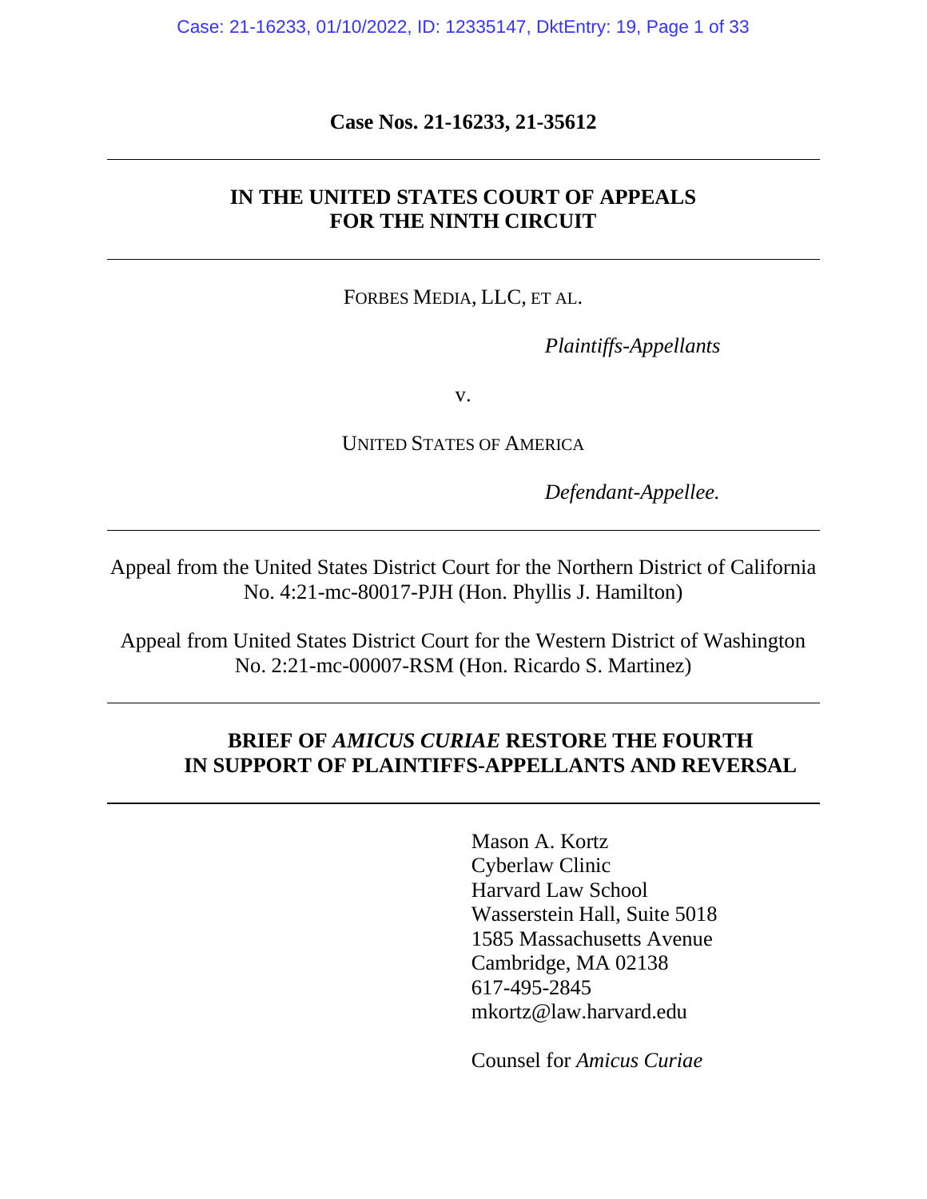**Case Nos. 21-16233, 21-35612**

---

**IN THE UNITED STATES COURT OF APPEALS**
**FOR THE NINTH CIRCUIT**

---

FORBES MEDIA, LLC, ET AL.

*Plaintiffs-Appellants*

v.

UNITED STATES OF AMERICA

*Defendant-Appellee.*

---

Appeal from the United States District Court for the Northern District of California
No. 4:21-mc-80017-PJH (Hon. Phyllis J. Hamilton)

Appeal from United States District Court for the Western District of Washington
No. 2:21-mc-00007-RSM (Hon. Ricardo S. Martinez)

---

**BRIEF OF *AMICUS CURIAE* RESTORE THE FOURTH**
**IN SUPPORT OF PLAINTIFFS-APPELLANTS AND REVERSAL**

---

Mason A. Kortz
Cyberlaw Clinic
Harvard Law School
Wasserstein Hall, Suite 5018
1585 Massachusetts Avenue
Cambridge, MA 02138
617-495-2845
mkortz@law.harvard.edu

Counsel for *Amicus Curiae*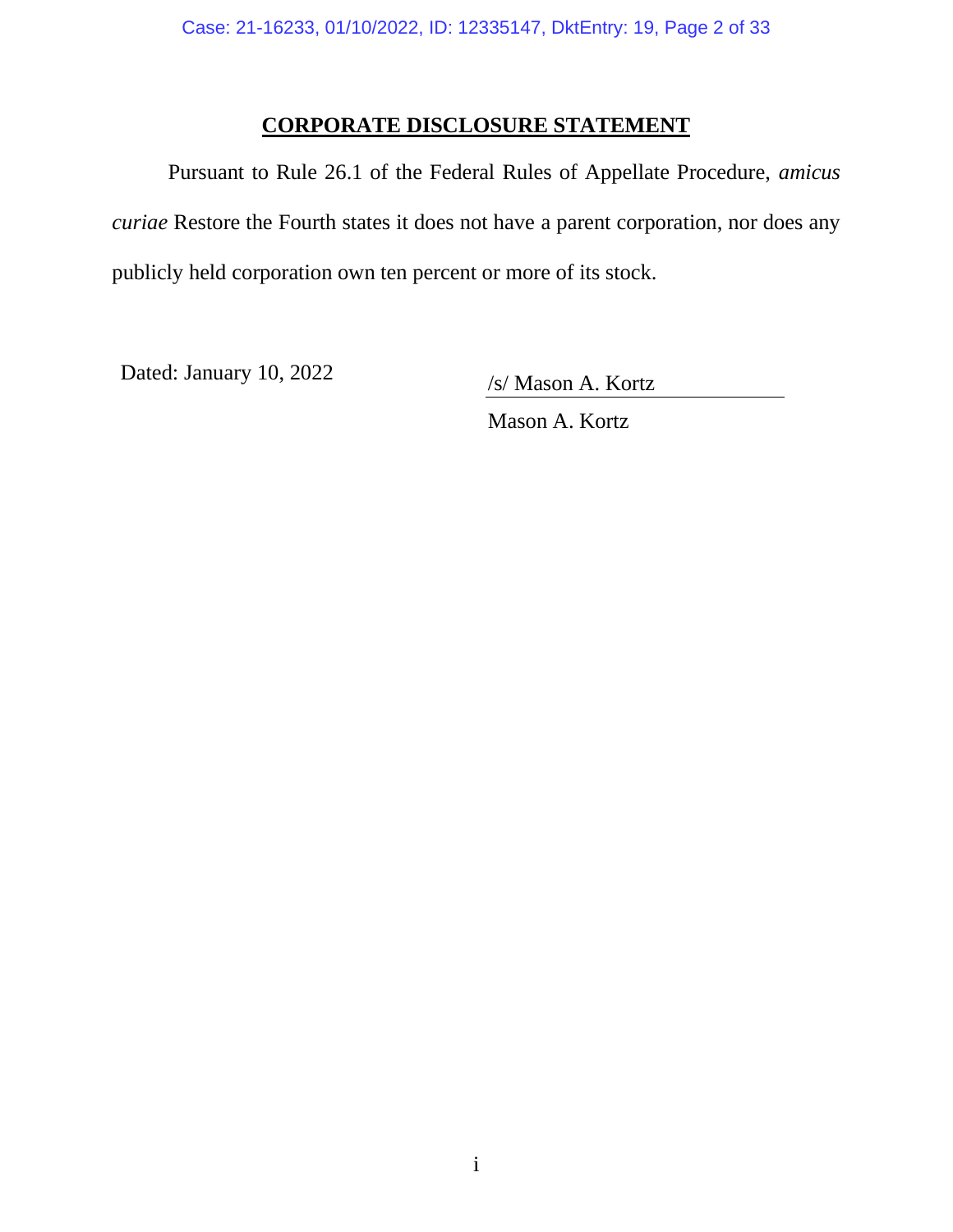## CORPORATE DISCLOSURE STATEMENT

Pursuant to Rule 26.1 of the Federal Rules of Appellate Procedure, *amicus curiae* Restore the Fourth states it does not have a parent corporation, nor does any publicly held corporation own ten percent or more of its stock.

Dated: January 10, 2022

/s/ Mason A. Kortz

Mason A. Kortz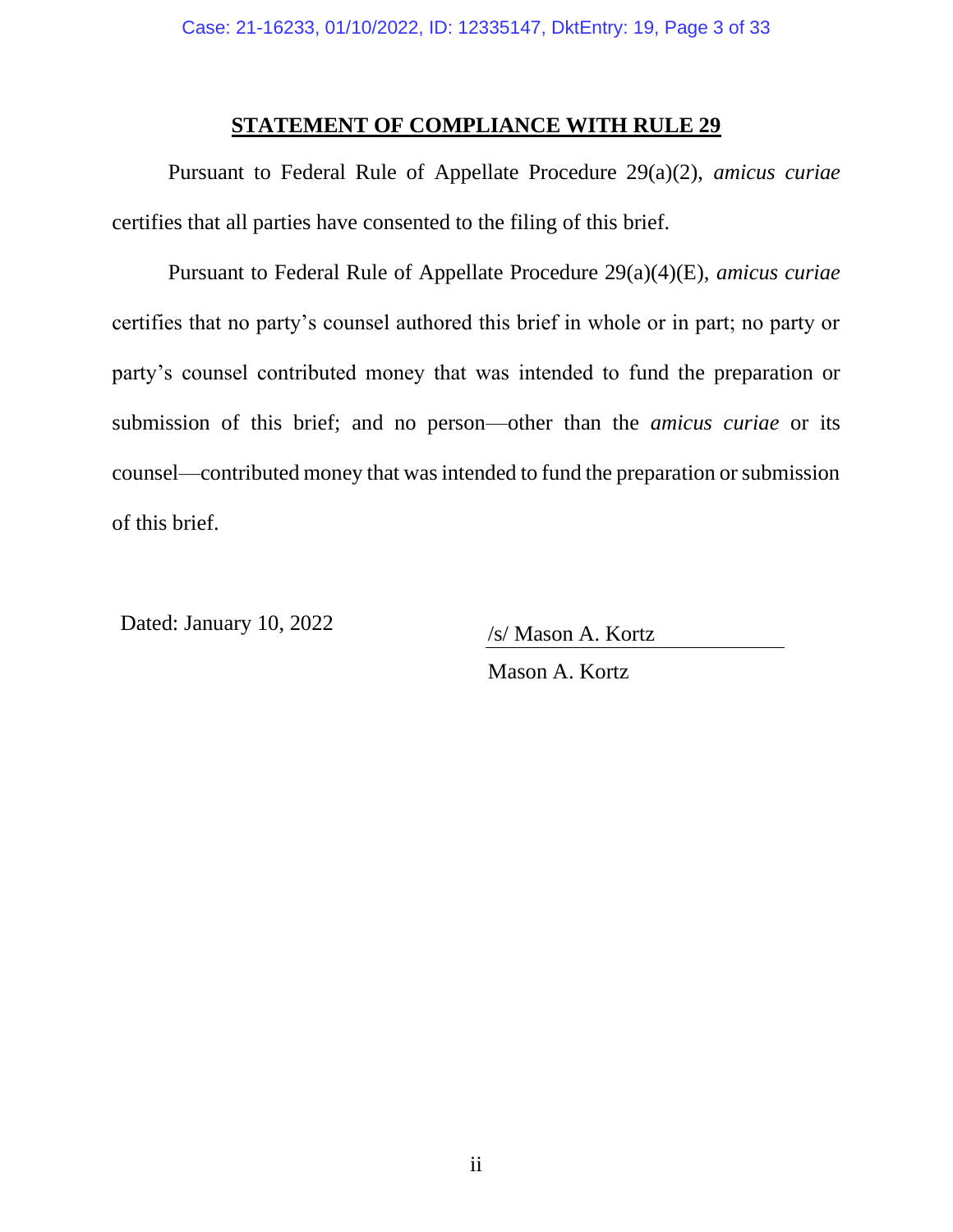## STATEMENT OF COMPLIANCE WITH RULE 29

Pursuant to Federal Rule of Appellate Procedure 29(a)(2), *amicus curiae* certifies that all parties have consented to the filing of this brief.

Pursuant to Federal Rule of Appellate Procedure 29(a)(4)(E), *amicus curiae* certifies that no party's counsel authored this brief in whole or in part; no party or party's counsel contributed money that was intended to fund the preparation or submission of this brief; and no person—other than the *amicus curiae* or its counsel—contributed money that was intended to fund the preparation or submission of this brief.

Dated: January 10, 2022

/s/ Mason A. Kortz

Mason A. Kortz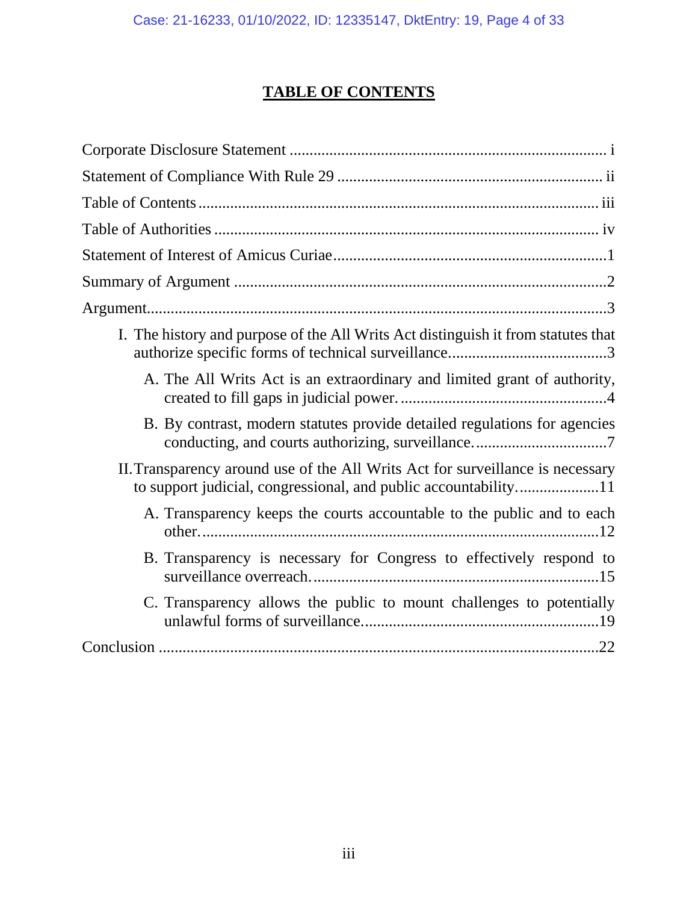# TABLE OF CONTENTS

Corporate Disclosure Statement ............................................................................... i

Statement of Compliance With Rule 29 .................................................................. ii

Table of Contents .................................................................................................... iii

Table of Authorities ................................................................................................ iv

Statement of Interest of Amicus Curiae ....................................................................1

Summary of Argument .............................................................................................2

Argument ...................................................................................................................3

- I. The history and purpose of the All Writs Act distinguish it from statutes that authorize specific forms of technical surveillance........................................3
  - A. The All Writs Act is an extraordinary and limited grant of authority, created to fill gaps in judicial power. ....................................................4
  - B. By contrast, modern statutes provide detailed regulations for agencies conducting, and courts authorizing, surveillance. .................................7
- II. Transparency around use of the All Writs Act for surveillance is necessary to support judicial, congressional, and public accountability. ....................11
  - A. Transparency keeps the courts accountable to the public and to each other. ...................................................................................................12
  - B. Transparency is necessary for Congress to effectively respond to surveillance overreach. .........................................................................15
  - C. Transparency allows the public to mount challenges to potentially unlawful forms of surveillance ...........................................................19

Conclusion ..............................................................................................................22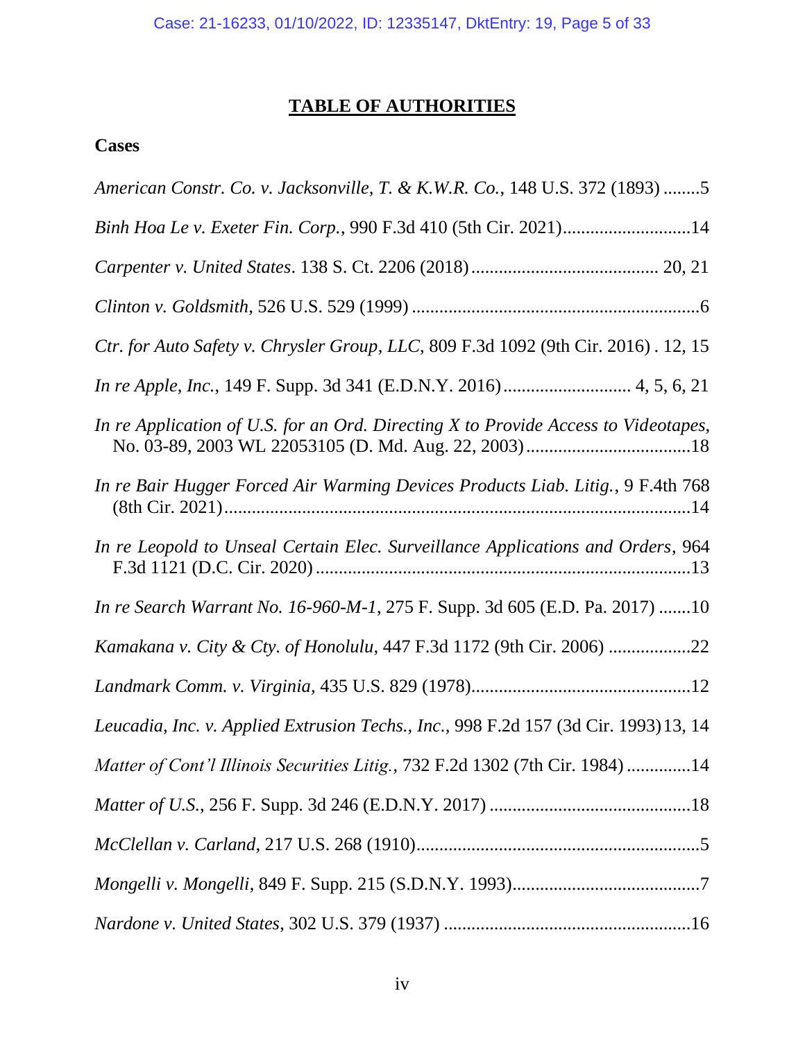# TABLE OF AUTHORITIES

## Cases

*American Constr. Co. v. Jacksonville, T. & K.W.R. Co.*, 148 U.S. 372 (1893) ........5

*Binh Hoa Le v. Exeter Fin. Corp.*, 990 F.3d 410 (5th Cir. 2021)............................14

*Carpenter v. United States*. 138 S. Ct. 2206 (2018)........................................ 20, 21

*Clinton v. Goldsmith*, 526 U.S. 529 (1999) ...............................................................6

*Ctr. for Auto Safety v. Chrysler Group, LLC*, 809 F.3d 1092 (9th Cir. 2016) . 12, 15

*In re Apple, Inc.*, 149 F. Supp. 3d 341 (E.D.N.Y. 2016)............................ 4, 5, 6, 21

*In re Application of U.S. for an Ord. Directing X to Provide Access to Videotapes*, No. 03-89, 2003 WL 22053105 (D. Md. Aug. 22, 2003)....................................18

*In re Bair Hugger Forced Air Warming Devices Products Liab. Litig.*, 9 F.4th 768 (8th Cir. 2021).....................................................................................................14

*In re Leopold to Unseal Certain Elec. Surveillance Applications and Orders*, 964 F.3d 1121 (D.C. Cir. 2020) ..................................................................................13

*In re Search Warrant No. 16-960-M-1*, 275 F. Supp. 3d 605 (E.D. Pa. 2017) .......10

*Kamakana v. City & Cty. of Honolulu*, 447 F.3d 1172 (9th Cir. 2006) ..................22

*Landmark Comm. v. Virginia*, 435 U.S. 829 (1978)................................................12

*Leucadia, Inc. v. Applied Extrusion Techs., Inc.*, 998 F.2d 157 (3d Cir. 1993) 13, 14

*Matter of Cont'l Illinois Securities Litig.*, 732 F.2d 1302 (7th Cir. 1984) ..............14

*Matter of U.S.*, 256 F. Supp. 3d 246 (E.D.N.Y. 2017) ............................................18

*McClellan v. Carland*, 217 U.S. 268 (1910)..............................................................5

*Mongelli v. Mongelli*, 849 F. Supp. 215 (S.D.N.Y. 1993).........................................7

*Nardone v. United States*, 302 U.S. 379 (1937) ......................................................16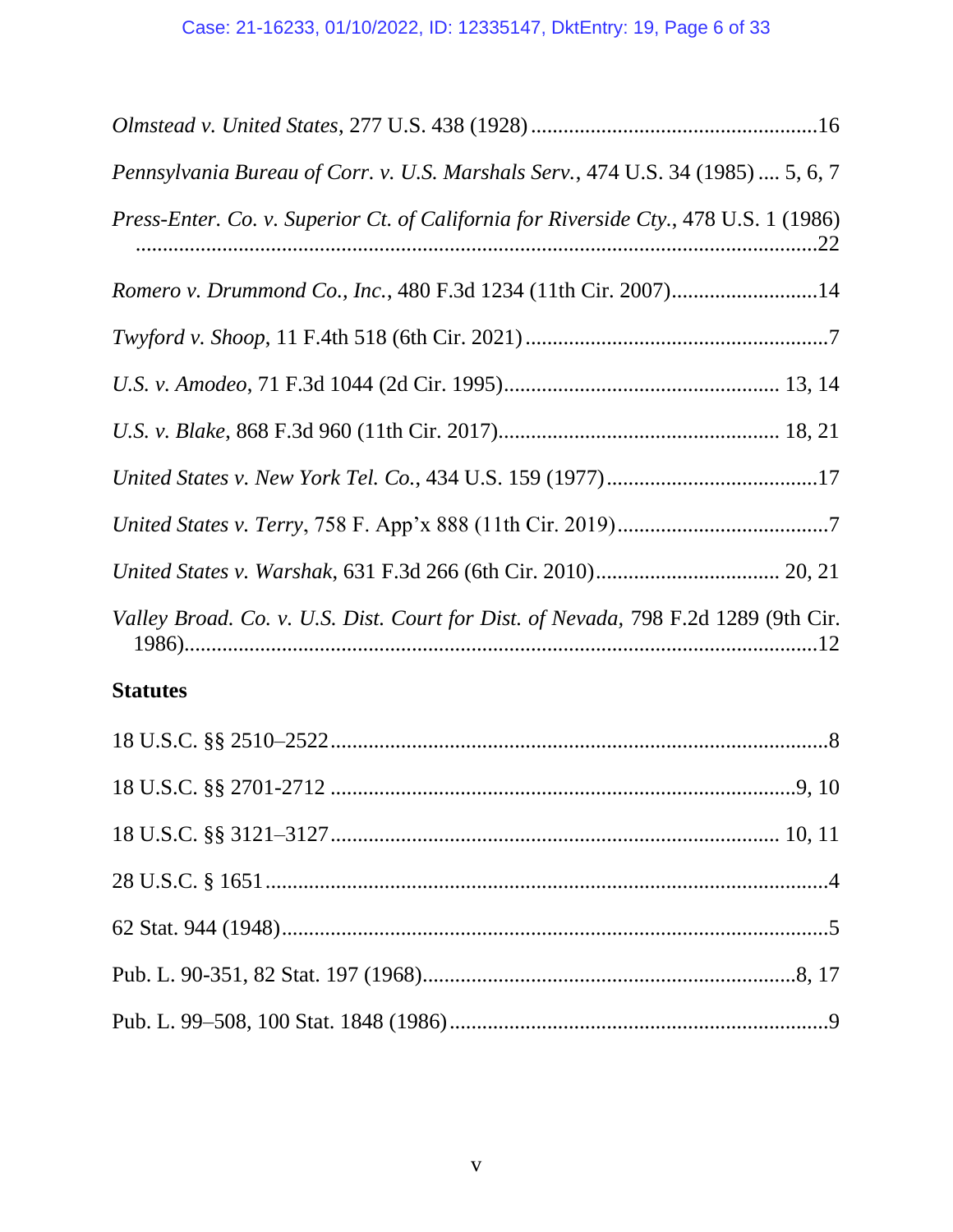*Olmstead v. United States*, 277 U.S. 438 (1928) ....................................................16

*Pennsylvania Bureau of Corr. v. U.S. Marshals Serv.*, 474 U.S. 34 (1985) .... 5, 6, 7

*Press-Enter. Co. v. Superior Ct. of California for Riverside Cty.*, 478 U.S. 1 (1986) ........................................................................................................................22

*Romero v. Drummond Co., Inc.*, 480 F.3d 1234 (11th Cir. 2007)..........................14

*Twyford v. Shoop*, 11 F.4th 518 (6th Cir. 2021) .......................................................7

*U.S. v. Amodeo*, 71 F.3d 1044 (2d Cir. 1995).................................................. 13, 14

*U.S. v. Blake*, 868 F.3d 960 (11th Cir. 2017)................................................... 18, 21

*United States v. New York Tel. Co.*, 434 U.S. 159 (1977).......................................17

*United States v. Terry*, 758 F. App'x 888 (11th Cir. 2019).......................................7

*United States v. Warshak*, 631 F.3d 266 (6th Cir. 2010)................................. 20, 21

*Valley Broad. Co. v. U.S. Dist. Court for Dist. of Nevada*, 798 F.2d 1289 (9th Cir. 1986)........................................................................................................................12

**Statutes**

18 U.S.C. §§ 2510–2522............................................................................................8

18 U.S.C. §§ 2701-2712 .......................................................................................9, 10

18 U.S.C. §§ 3121–3127................................................................................. 10, 11

28 U.S.C. § 1651........................................................................................................4

62 Stat. 944 (1948).....................................................................................................5

Pub. L. 90-351, 82 Stat. 197 (1968).....................................................................8, 17

Pub. L. 99–508, 100 Stat. 1848 (1986).....................................................................9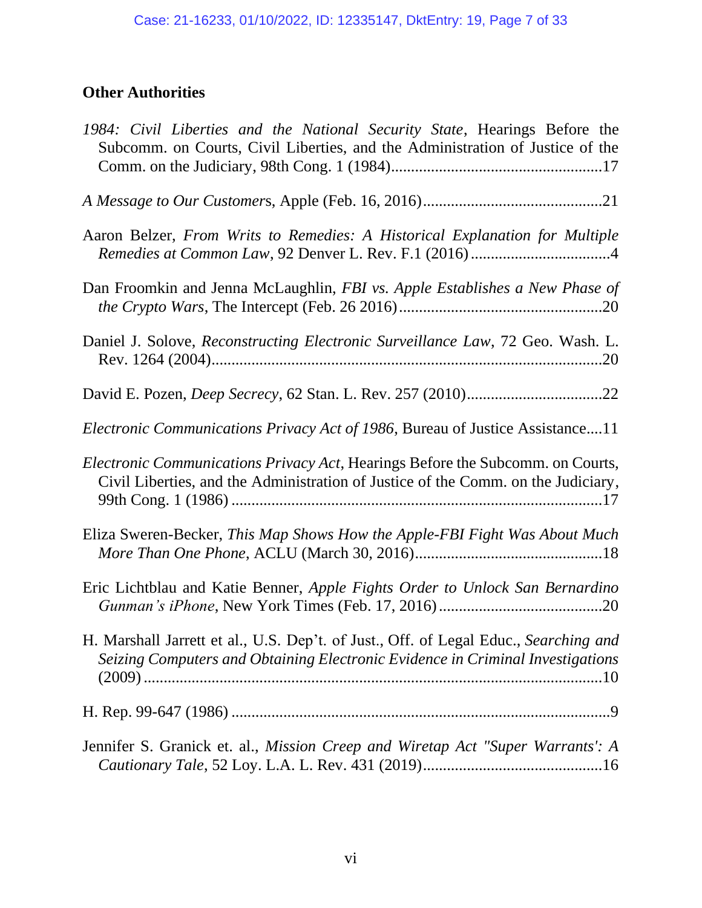## Other Authorities

*1984: Civil Liberties and the National Security State*, Hearings Before the Subcomm. on Courts, Civil Liberties, and the Administration of Justice of the Comm. on the Judiciary, 98th Cong. 1 (1984).....................................................17

*A Message to Our Customer*s, Apple (Feb. 16, 2016).............................................21

Aaron Belzer, *From Writs to Remedies: A Historical Explanation for Multiple Remedies at Common Law*, 92 Denver L. Rev. F.1 (2016)..................................4

Dan Froomkin and Jenna McLaughlin, *FBI vs. Apple Establishes a New Phase of the Crypto Wars*, The Intercept (Feb. 26 2016)..................................................20

Daniel J. Solove, *Reconstructing Electronic Surveillance Law*, 72 Geo. Wash. L. Rev. 1264 (2004)...............................................................................................20

David E. Pozen, *Deep Secrecy*, 62 Stan. L. Rev. 257 (2010)..................................22

*Electronic Communications Privacy Act of 1986*, Bureau of Justice Assistance....11

*Electronic Communications Privacy Act*, Hearings Before the Subcomm. on Courts, Civil Liberties, and the Administration of Justice of the Comm. on the Judiciary, 99th Cong. 1 (1986)..........................................................................................17

Eliza Sweren-Becker, *This Map Shows How the Apple-FBI Fight Was About Much More Than One Phone*, ACLU (March 30, 2016)..............................................18

Eric Lichtblau and Katie Benner, *Apple Fights Order to Unlock San Bernardino Gunman's iPhone*, New York Times (Feb. 17, 2016).........................................20

H. Marshall Jarrett et al., U.S. Dep't. of Just., Off. of Legal Educ., *Searching and Seizing Computers and Obtaining Electronic Evidence in Criminal Investigations* (2009)..................................................................................................................10

H. Rep. 99-647 (1986)..............................................................................................9

Jennifer S. Granick et. al., *Mission Creep and Wiretap Act "Super Warrants': A Cautionary Tale*, 52 Loy. L.A. L. Rev. 431 (2019)............................................16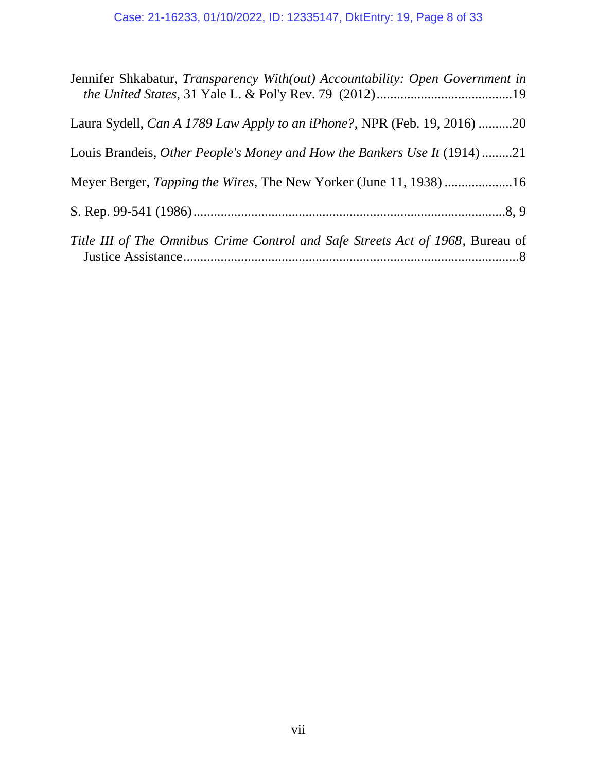Jennifer Shkabatur, *Transparency With(out) Accountability: Open Government in the United States*, 31 Yale L. & Pol'y Rev. 79 (2012)........................................19

Laura Sydell, *Can A 1789 Law Apply to an iPhone?*, NPR (Feb. 19, 2016) ..........20

Louis Brandeis, *Other People's Money and How the Bankers Use It* (1914).........21

Meyer Berger, *Tapping the Wires*, The New Yorker (June 11, 1938) ....................16

S. Rep. 99-541 (1986).............................................................................................8, 9

*Title III of The Omnibus Crime Control and Safe Streets Act of 1968*, Bureau of Justice Assistance...................................................................................................8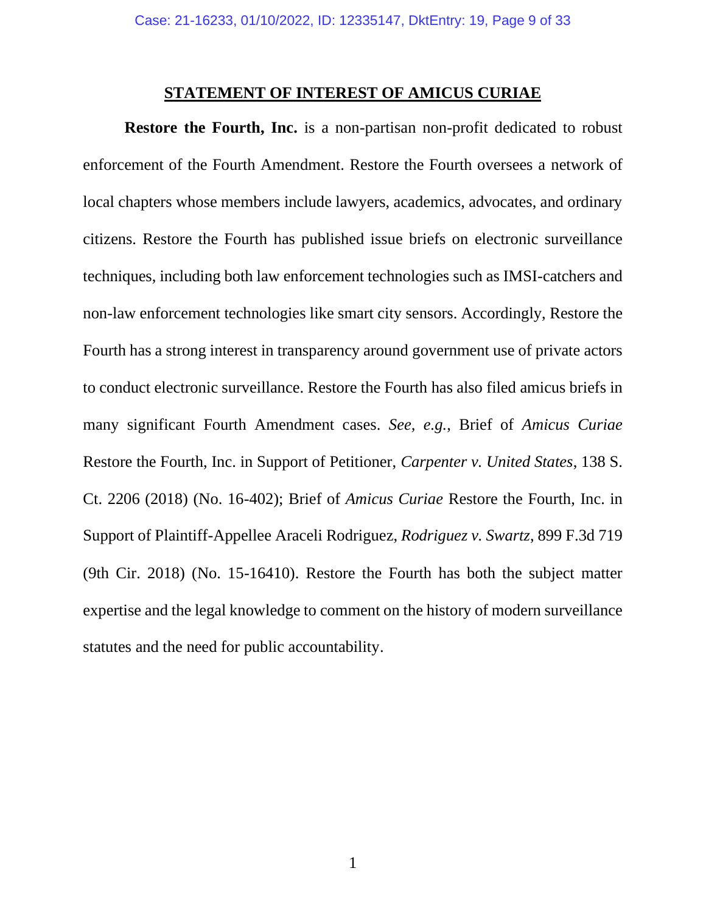## STATEMENT OF INTEREST OF AMICUS CURIAE

**Restore the Fourth, Inc.** is a non-partisan non-profit dedicated to robust enforcement of the Fourth Amendment. Restore the Fourth oversees a network of local chapters whose members include lawyers, academics, advocates, and ordinary citizens. Restore the Fourth has published issue briefs on electronic surveillance techniques, including both law enforcement technologies such as IMSI-catchers and non-law enforcement technologies like smart city sensors. Accordingly, Restore the Fourth has a strong interest in transparency around government use of private actors to conduct electronic surveillance. Restore the Fourth has also filed amicus briefs in many significant Fourth Amendment cases. *See, e.g.*, Brief of *Amicus Curiae* Restore the Fourth, Inc. in Support of Petitioner, *Carpenter v. United States*, 138 S. Ct. 2206 (2018) (No. 16-402); Brief of *Amicus Curiae* Restore the Fourth, Inc. in Support of Plaintiff-Appellee Araceli Rodriguez, *Rodriguez v. Swartz*, 899 F.3d 719 (9th Cir. 2018) (No. 15-16410). Restore the Fourth has both the subject matter expertise and the legal knowledge to comment on the history of modern surveillance statutes and the need for public accountability.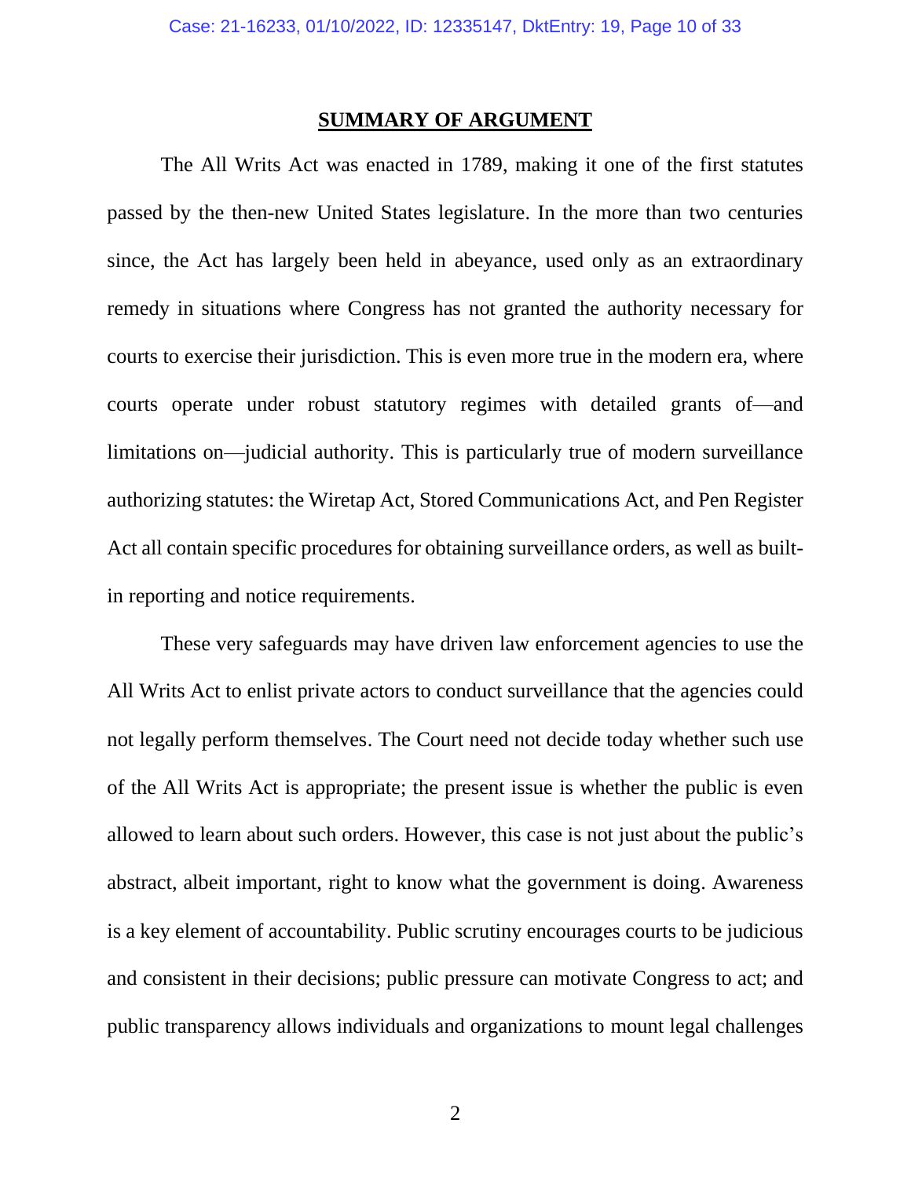## SUMMARY OF ARGUMENT

The All Writs Act was enacted in 1789, making it one of the first statutes passed by the then-new United States legislature. In the more than two centuries since, the Act has largely been held in abeyance, used only as an extraordinary remedy in situations where Congress has not granted the authority necessary for courts to exercise their jurisdiction. This is even more true in the modern era, where courts operate under robust statutory regimes with detailed grants of—and limitations on—judicial authority. This is particularly true of modern surveillance authorizing statutes: the Wiretap Act, Stored Communications Act, and Pen Register Act all contain specific procedures for obtaining surveillance orders, as well as built-in reporting and notice requirements.

These very safeguards may have driven law enforcement agencies to use the All Writs Act to enlist private actors to conduct surveillance that the agencies could not legally perform themselves. The Court need not decide today whether such use of the All Writs Act is appropriate; the present issue is whether the public is even allowed to learn about such orders. However, this case is not just about the public's abstract, albeit important, right to know what the government is doing. Awareness is a key element of accountability. Public scrutiny encourages courts to be judicious and consistent in their decisions; public pressure can motivate Congress to act; and public transparency allows individuals and organizations to mount legal challenges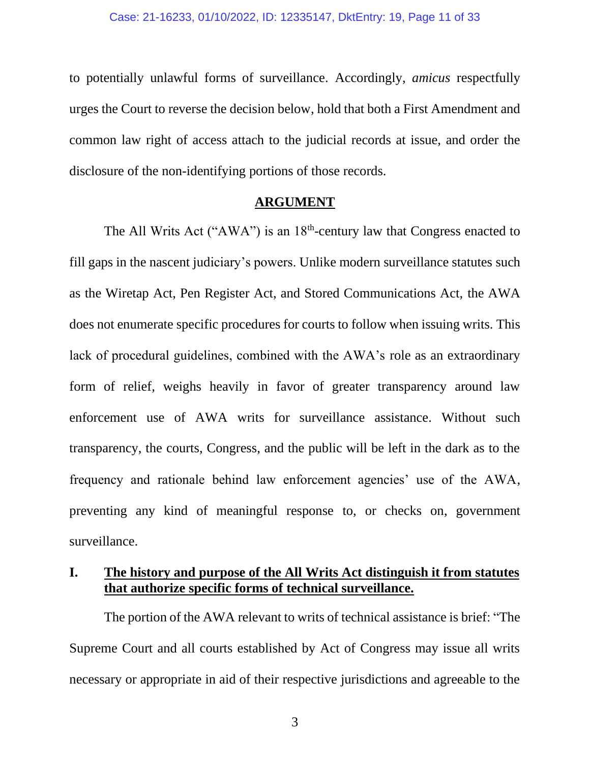to potentially unlawful forms of surveillance. Accordingly, *amicus* respectfully urges the Court to reverse the decision below, hold that both a First Amendment and common law right of access attach to the judicial records at issue, and order the disclosure of the non-identifying portions of those records.

## ARGUMENT

The All Writs Act ("AWA") is an 18th-century law that Congress enacted to fill gaps in the nascent judiciary's powers. Unlike modern surveillance statutes such as the Wiretap Act, Pen Register Act, and Stored Communications Act, the AWA does not enumerate specific procedures for courts to follow when issuing writs. This lack of procedural guidelines, combined with the AWA's role as an extraordinary form of relief, weighs heavily in favor of greater transparency around law enforcement use of AWA writs for surveillance assistance. Without such transparency, the courts, Congress, and the public will be left in the dark as to the frequency and rationale behind law enforcement agencies' use of the AWA, preventing any kind of meaningful response to, or checks on, government surveillance.

### I. The history and purpose of the All Writs Act distinguish it from statutes that authorize specific forms of technical surveillance.

The portion of the AWA relevant to writs of technical assistance is brief: "The Supreme Court and all courts established by Act of Congress may issue all writs necessary or appropriate in aid of their respective jurisdictions and agreeable to the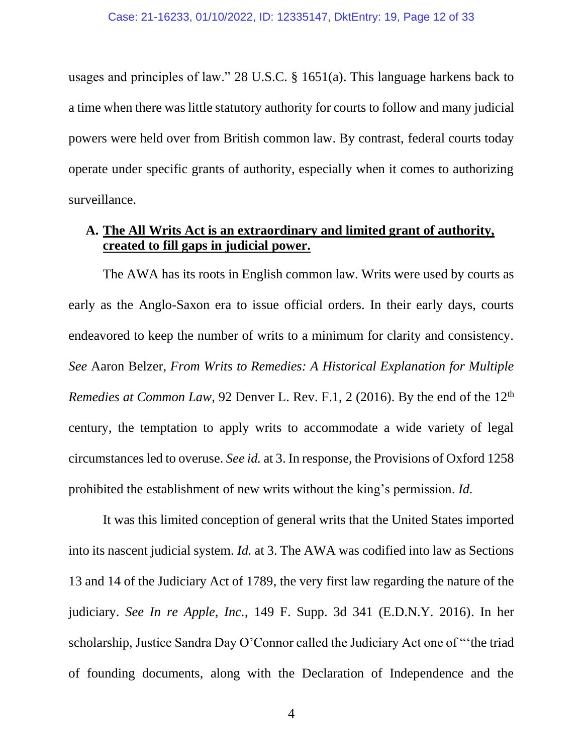usages and principles of law." 28 U.S.C. § 1651(a). This language harkens back to a time when there was little statutory authority for courts to follow and many judicial powers were held over from British common law. By contrast, federal courts today operate under specific grants of authority, especially when it comes to authorizing surveillance.

### A. The All Writs Act is an extraordinary and limited grant of authority, created to fill gaps in judicial power.

The AWA has its roots in English common law. Writs were used by courts as early as the Anglo-Saxon era to issue official orders. In their early days, courts endeavored to keep the number of writs to a minimum for clarity and consistency. *See* Aaron Belzer, *From Writs to Remedies: A Historical Explanation for Multiple Remedies at Common Law*, 92 Denver L. Rev. F.1, 2 (2016). By the end of the 12th century, the temptation to apply writs to accommodate a wide variety of legal circumstances led to overuse. *See id.* at 3. In response, the Provisions of Oxford 1258 prohibited the establishment of new writs without the king's permission. *Id.*

It was this limited conception of general writs that the United States imported into its nascent judicial system. *Id.* at 3. The AWA was codified into law as Sections 13 and 14 of the Judiciary Act of 1789, the very first law regarding the nature of the judiciary. *See In re Apple, Inc.*, 149 F. Supp. 3d 341 (E.D.N.Y. 2016). In her scholarship, Justice Sandra Day O'Connor called the Judiciary Act one of "'the triad of founding documents, along with the Declaration of Independence and the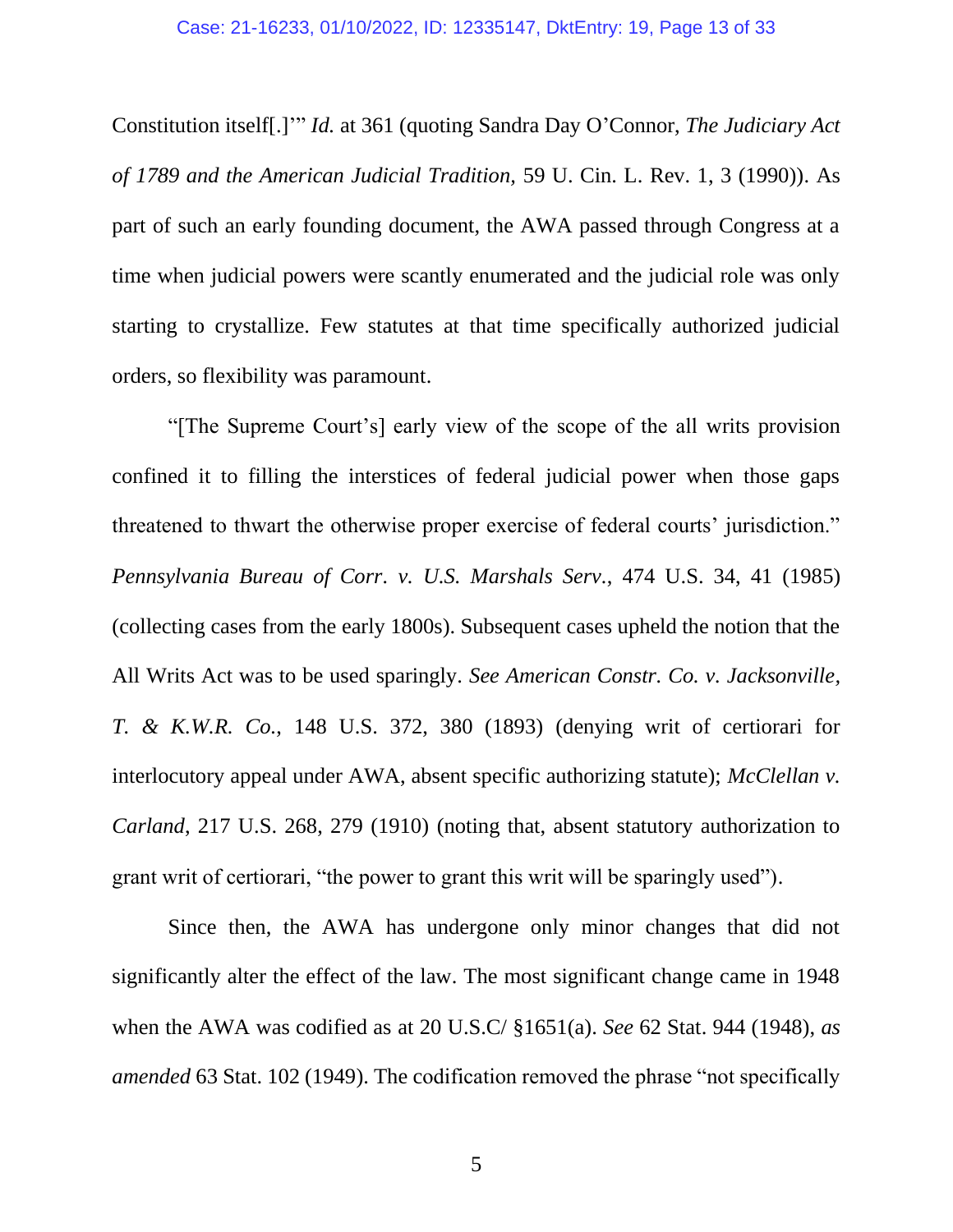Constitution itself[.]'" *Id.* at 361 (quoting Sandra Day O'Connor, *The Judiciary Act of 1789 and the American Judicial Tradition,* 59 U. Cin. L. Rev. 1, 3 (1990)). As part of such an early founding document, the AWA passed through Congress at a time when judicial powers were scantly enumerated and the judicial role was only starting to crystallize. Few statutes at that time specifically authorized judicial orders, so flexibility was paramount.

"[The Supreme Court's] early view of the scope of the all writs provision confined it to filling the interstices of federal judicial power when those gaps threatened to thwart the otherwise proper exercise of federal courts' jurisdiction." *Pennsylvania Bureau of Corr. v. U.S. Marshals Serv.*, 474 U.S. 34, 41 (1985) (collecting cases from the early 1800s). Subsequent cases upheld the notion that the All Writs Act was to be used sparingly. *See American Constr. Co. v. Jacksonville, T. & K.W.R. Co.*, 148 U.S. 372, 380 (1893) (denying writ of certiorari for interlocutory appeal under AWA, absent specific authorizing statute); *McClellan v. Carland*, 217 U.S. 268, 279 (1910) (noting that, absent statutory authorization to grant writ of certiorari, "the power to grant this writ will be sparingly used").

Since then, the AWA has undergone only minor changes that did not significantly alter the effect of the law. The most significant change came in 1948 when the AWA was codified as at 20 U.S.C/ §1651(a). *See* 62 Stat. 944 (1948), *as amended* 63 Stat. 102 (1949). The codification removed the phrase "not specifically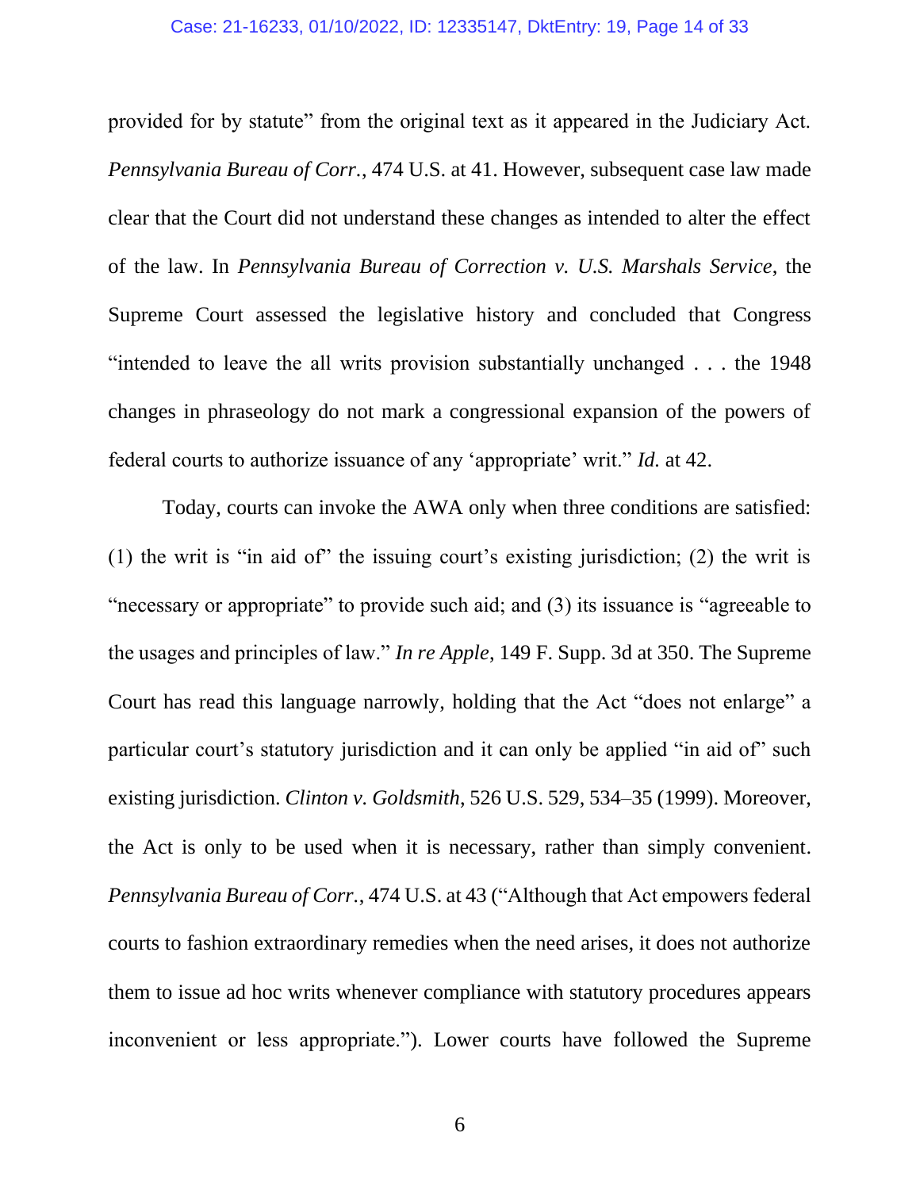provided for by statute" from the original text as it appeared in the Judiciary Act. *Pennsylvania Bureau of Corr.*, 474 U.S. at 41. However, subsequent case law made clear that the Court did not understand these changes as intended to alter the effect of the law. In *Pennsylvania Bureau of Correction v. U.S. Marshals Service*, the Supreme Court assessed the legislative history and concluded that Congress "intended to leave the all writs provision substantially unchanged . . . the 1948 changes in phraseology do not mark a congressional expansion of the powers of federal courts to authorize issuance of any 'appropriate' writ." *Id.* at 42.

Today, courts can invoke the AWA only when three conditions are satisfied: (1) the writ is "in aid of" the issuing court's existing jurisdiction; (2) the writ is "necessary or appropriate" to provide such aid; and (3) its issuance is "agreeable to the usages and principles of law." *In re Apple*, 149 F. Supp. 3d at 350. The Supreme Court has read this language narrowly, holding that the Act "does not enlarge" a particular court's statutory jurisdiction and it can only be applied "in aid of" such existing jurisdiction. *Clinton v. Goldsmith*, 526 U.S. 529, 534–35 (1999). Moreover, the Act is only to be used when it is necessary, rather than simply convenient. *Pennsylvania Bureau of Corr.*, 474 U.S. at 43 ("Although that Act empowers federal courts to fashion extraordinary remedies when the need arises, it does not authorize them to issue ad hoc writs whenever compliance with statutory procedures appears inconvenient or less appropriate."). Lower courts have followed the Supreme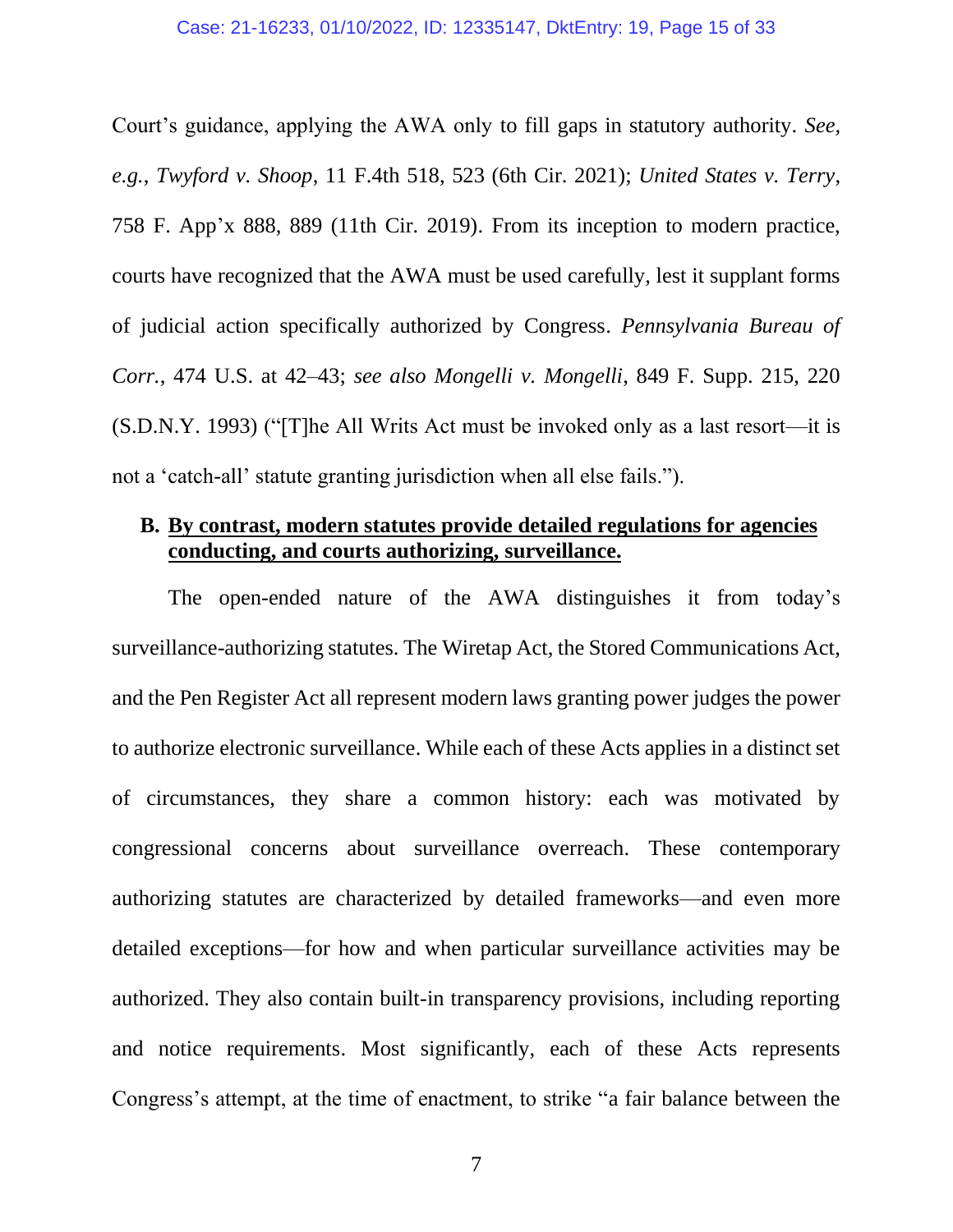Court's guidance, applying the AWA only to fill gaps in statutory authority. *See, e.g.*, *Twyford v. Shoop*, 11 F.4th 518, 523 (6th Cir. 2021); *United States v. Terry*, 758 F. App'x 888, 889 (11th Cir. 2019). From its inception to modern practice, courts have recognized that the AWA must be used carefully, lest it supplant forms of judicial action specifically authorized by Congress. *Pennsylvania Bureau of Corr.*, 474 U.S. at 42–43; *see also Mongelli v. Mongelli*, 849 F. Supp. 215, 220 (S.D.N.Y. 1993) ("[T]he All Writs Act must be invoked only as a last resort—it is not a 'catch-all' statute granting jurisdiction when all else fails.").

### B. <u>By contrast, modern statutes provide detailed regulations for agencies conducting, and courts authorizing, surveillance.</u>

The open-ended nature of the AWA distinguishes it from today's surveillance-authorizing statutes. The Wiretap Act, the Stored Communications Act, and the Pen Register Act all represent modern laws granting power judges the power to authorize electronic surveillance. While each of these Acts applies in a distinct set of circumstances, they share a common history: each was motivated by congressional concerns about surveillance overreach. These contemporary authorizing statutes are characterized by detailed frameworks—and even more detailed exceptions—for how and when particular surveillance activities may be authorized. They also contain built-in transparency provisions, including reporting and notice requirements. Most significantly, each of these Acts represents Congress's attempt, at the time of enactment, to strike "a fair balance between the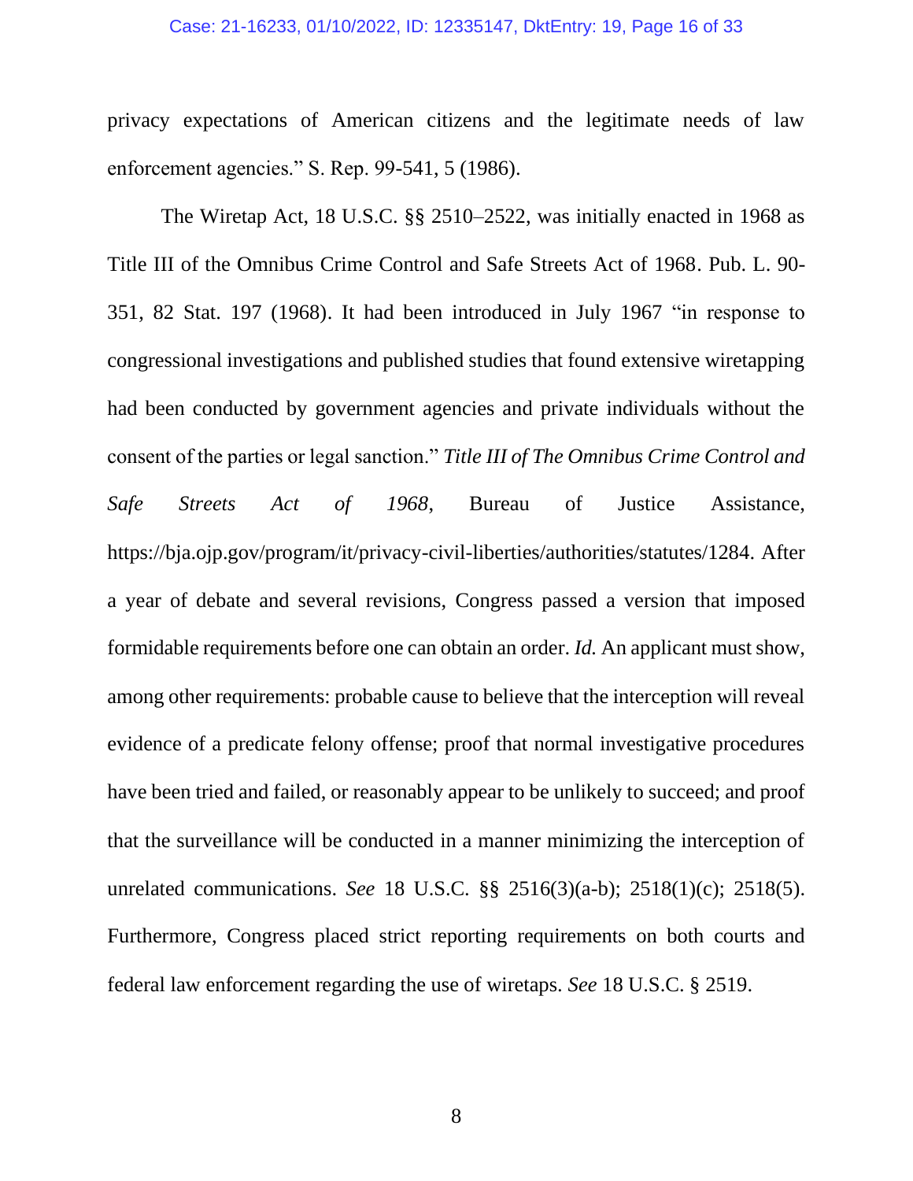privacy expectations of American citizens and the legitimate needs of law enforcement agencies." S. Rep. 99-541, 5 (1986).

The Wiretap Act, 18 U.S.C. §§ 2510–2522, was initially enacted in 1968 as Title III of the Omnibus Crime Control and Safe Streets Act of 1968. Pub. L. 90-351, 82 Stat. 197 (1968). It had been introduced in July 1967 "in response to congressional investigations and published studies that found extensive wiretapping had been conducted by government agencies and private individuals without the consent of the parties or legal sanction." *Title III of The Omnibus Crime Control and Safe Streets Act of 1968*, Bureau of Justice Assistance, https://bja.ojp.gov/program/it/privacy-civil-liberties/authorities/statutes/1284. After a year of debate and several revisions, Congress passed a version that imposed formidable requirements before one can obtain an order. *Id.* An applicant must show, among other requirements: probable cause to believe that the interception will reveal evidence of a predicate felony offense; proof that normal investigative procedures have been tried and failed, or reasonably appear to be unlikely to succeed; and proof that the surveillance will be conducted in a manner minimizing the interception of unrelated communications. *See* 18 U.S.C. §§ 2516(3)(a-b); 2518(1)(c); 2518(5). Furthermore, Congress placed strict reporting requirements on both courts and federal law enforcement regarding the use of wiretaps. *See* 18 U.S.C. § 2519.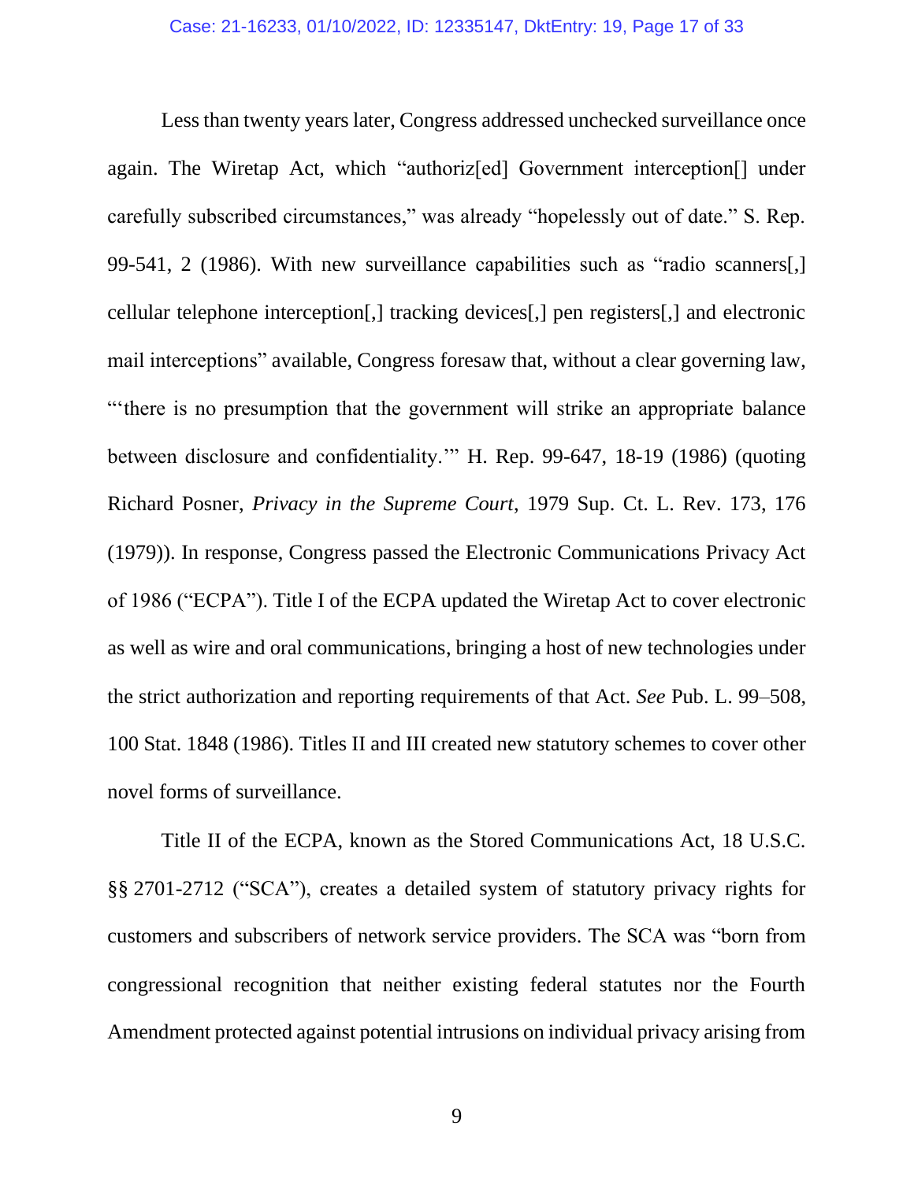Less than twenty years later, Congress addressed unchecked surveillance once again. The Wiretap Act, which "authoriz[ed] Government interception[] under carefully subscribed circumstances," was already "hopelessly out of date." S. Rep. 99-541, 2 (1986). With new surveillance capabilities such as "radio scanners[,] cellular telephone interception[,] tracking devices[,] pen registers[,] and electronic mail interceptions" available, Congress foresaw that, without a clear governing law, "'there is no presumption that the government will strike an appropriate balance between disclosure and confidentiality.'" H. Rep. 99-647, 18-19 (1986) (quoting Richard Posner, *Privacy in the Supreme Court*, 1979 Sup. Ct. L. Rev. 173, 176 (1979)). In response, Congress passed the Electronic Communications Privacy Act of 1986 ("ECPA"). Title I of the ECPA updated the Wiretap Act to cover electronic as well as wire and oral communications, bringing a host of new technologies under the strict authorization and reporting requirements of that Act. *See* Pub. L. 99–508, 100 Stat. 1848 (1986). Titles II and III created new statutory schemes to cover other novel forms of surveillance.

Title II of the ECPA, known as the Stored Communications Act, 18 U.S.C. §§ 2701-2712 ("SCA"), creates a detailed system of statutory privacy rights for customers and subscribers of network service providers. The SCA was "born from congressional recognition that neither existing federal statutes nor the Fourth Amendment protected against potential intrusions on individual privacy arising from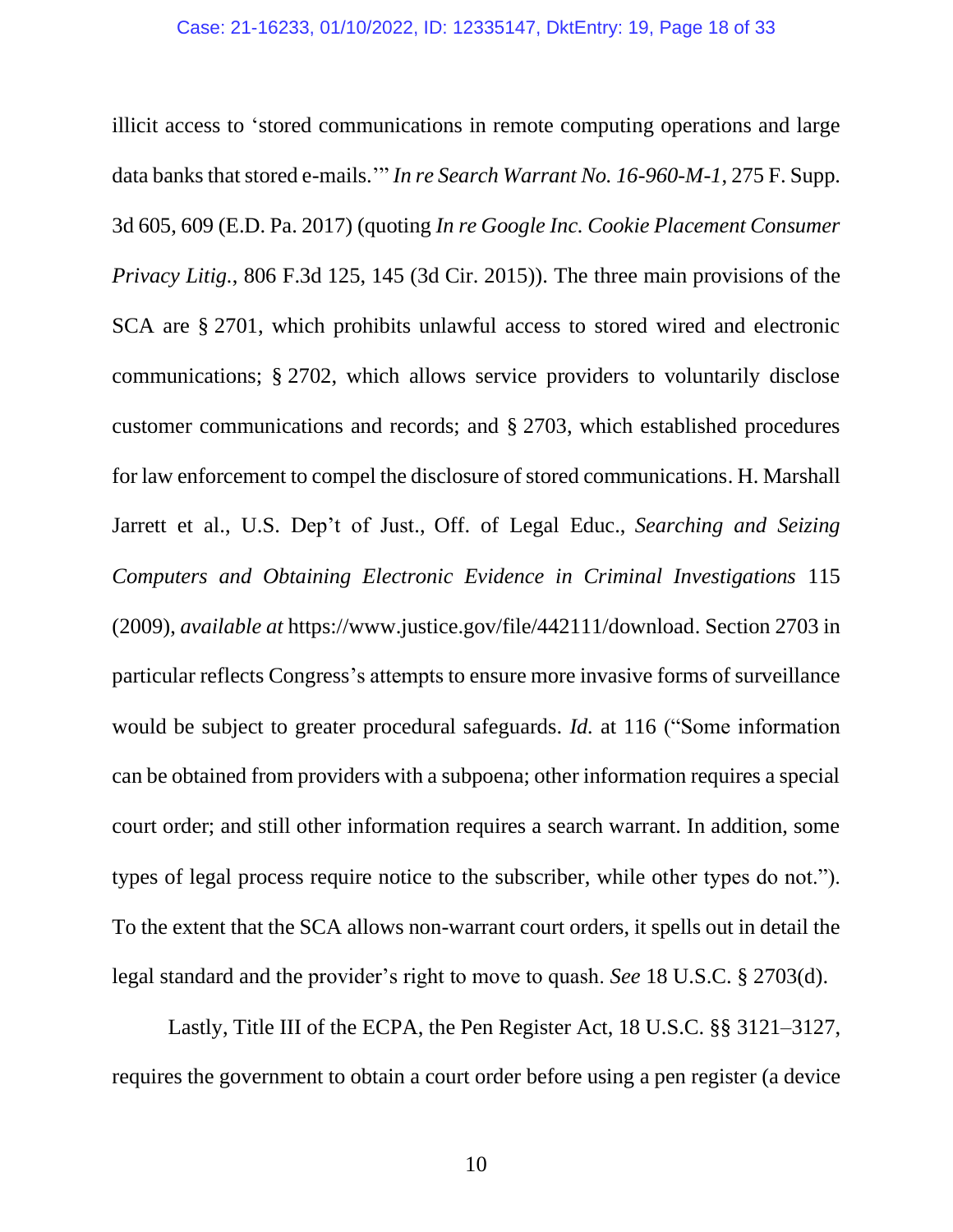illicit access to 'stored communications in remote computing operations and large data banks that stored e-mails.'" *In re Search Warrant No. 16-960-M-1*, 275 F. Supp. 3d 605, 609 (E.D. Pa. 2017) (quoting *In re Google Inc. Cookie Placement Consumer Privacy Litig.*, 806 F.3d 125, 145 (3d Cir. 2015)). The three main provisions of the SCA are § 2701, which prohibits unlawful access to stored wired and electronic communications; § 2702, which allows service providers to voluntarily disclose customer communications and records; and § 2703, which established procedures for law enforcement to compel the disclosure of stored communications. H. Marshall Jarrett et al., U.S. Dep't of Just., Off. of Legal Educ., *Searching and Seizing Computers and Obtaining Electronic Evidence in Criminal Investigations* 115 (2009), *available at* https://www.justice.gov/file/442111/download. Section 2703 in particular reflects Congress's attempts to ensure more invasive forms of surveillance would be subject to greater procedural safeguards. *Id.* at 116 ("Some information can be obtained from providers with a subpoena; other information requires a special court order; and still other information requires a search warrant. In addition, some types of legal process require notice to the subscriber, while other types do not."). To the extent that the SCA allows non-warrant court orders, it spells out in detail the legal standard and the provider's right to move to quash. *See* 18 U.S.C. § 2703(d).

Lastly, Title III of the ECPA, the Pen Register Act, 18 U.S.C. §§ 3121–3127, requires the government to obtain a court order before using a pen register (a device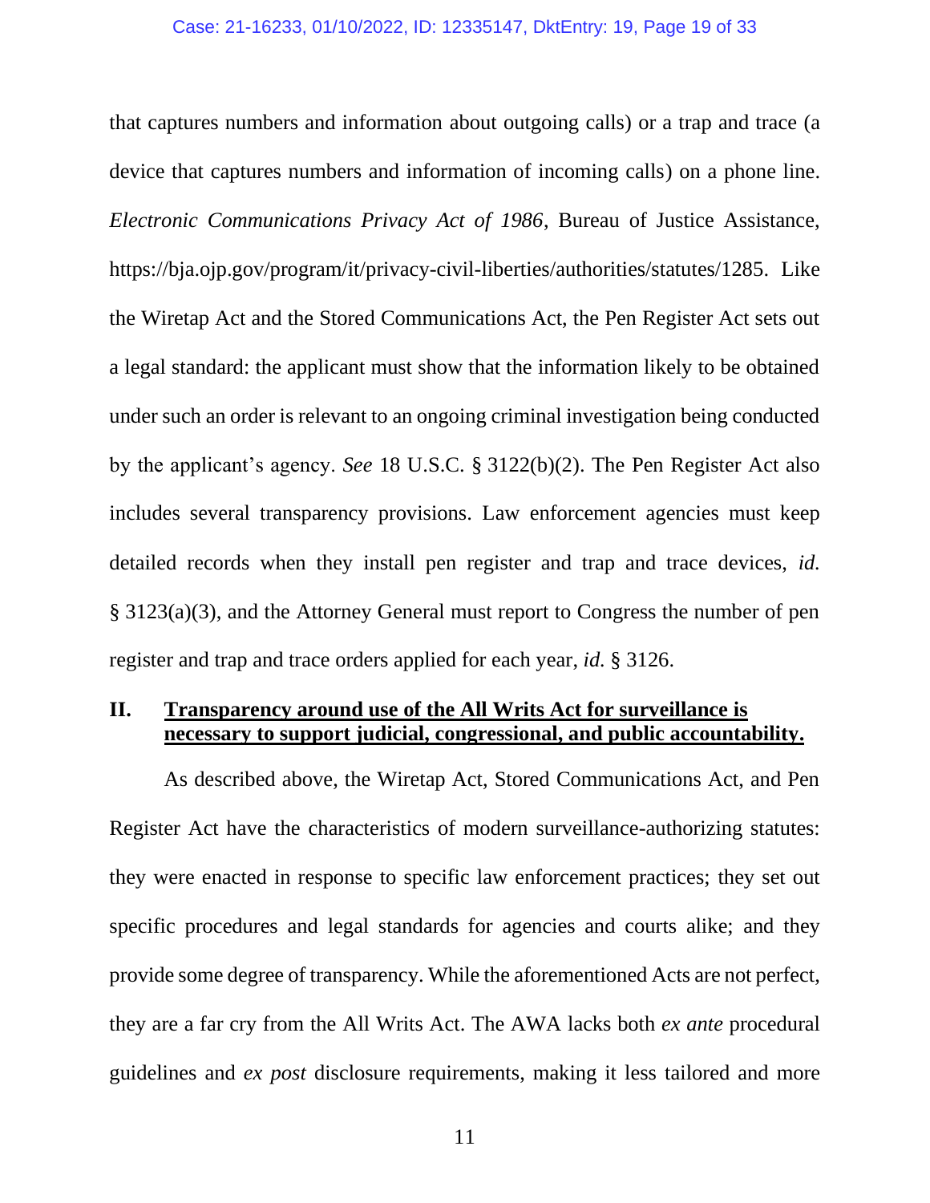that captures numbers and information about outgoing calls) or a trap and trace (a device that captures numbers and information of incoming calls) on a phone line. *Electronic Communications Privacy Act of 1986*, Bureau of Justice Assistance, https://bja.ojp.gov/program/it/privacy-civil-liberties/authorities/statutes/1285. Like the Wiretap Act and the Stored Communications Act, the Pen Register Act sets out a legal standard: the applicant must show that the information likely to be obtained under such an order is relevant to an ongoing criminal investigation being conducted by the applicant's agency. *See* 18 U.S.C. § 3122(b)(2). The Pen Register Act also includes several transparency provisions. Law enforcement agencies must keep detailed records when they install pen register and trap and trace devices, *id.* § 3123(a)(3), and the Attorney General must report to Congress the number of pen register and trap and trace orders applied for each year, *id.* § 3126.

## II. <u>Transparency around use of the All Writs Act for surveillance is necessary to support judicial, congressional, and public accountability.</u>

As described above, the Wiretap Act, Stored Communications Act, and Pen Register Act have the characteristics of modern surveillance-authorizing statutes: they were enacted in response to specific law enforcement practices; they set out specific procedures and legal standards for agencies and courts alike; and they provide some degree of transparency. While the aforementioned Acts are not perfect, they are a far cry from the All Writs Act. The AWA lacks both *ex ante* procedural guidelines and *ex post* disclosure requirements, making it less tailored and more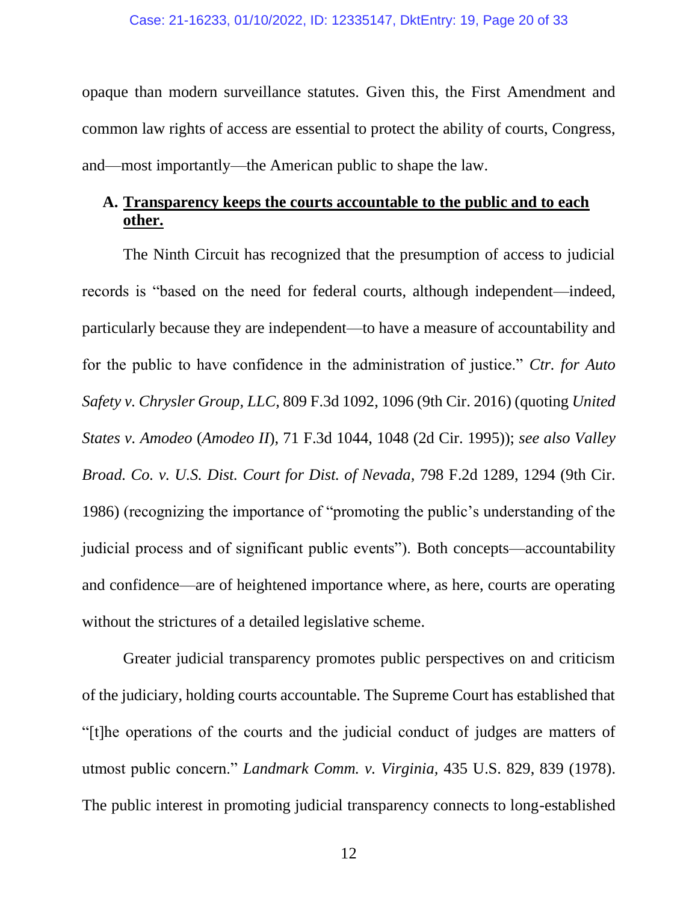opaque than modern surveillance statutes. Given this, the First Amendment and common law rights of access are essential to protect the ability of courts, Congress, and—most importantly—the American public to shape the law.

### A. <u>**Transparency keeps the courts accountable to the public and to each other.**</u>

The Ninth Circuit has recognized that the presumption of access to judicial records is "based on the need for federal courts, although independent—indeed, particularly because they are independent—to have a measure of accountability and for the public to have confidence in the administration of justice." *Ctr. for Auto Safety v. Chrysler Group, LLC*, 809 F.3d 1092, 1096 (9th Cir. 2016) (quoting *United States v. Amodeo* (*Amodeo II*), 71 F.3d 1044, 1048 (2d Cir. 1995)); *see also Valley Broad. Co. v. U.S. Dist. Court for Dist. of Nevada*, 798 F.2d 1289, 1294 (9th Cir. 1986) (recognizing the importance of "promoting the public's understanding of the judicial process and of significant public events"). Both concepts—accountability and confidence—are of heightened importance where, as here, courts are operating without the strictures of a detailed legislative scheme.

Greater judicial transparency promotes public perspectives on and criticism of the judiciary, holding courts accountable. The Supreme Court has established that "[t]he operations of the courts and the judicial conduct of judges are matters of utmost public concern." *Landmark Comm. v. Virginia,* 435 U.S. 829, 839 (1978). The public interest in promoting judicial transparency connects to long-established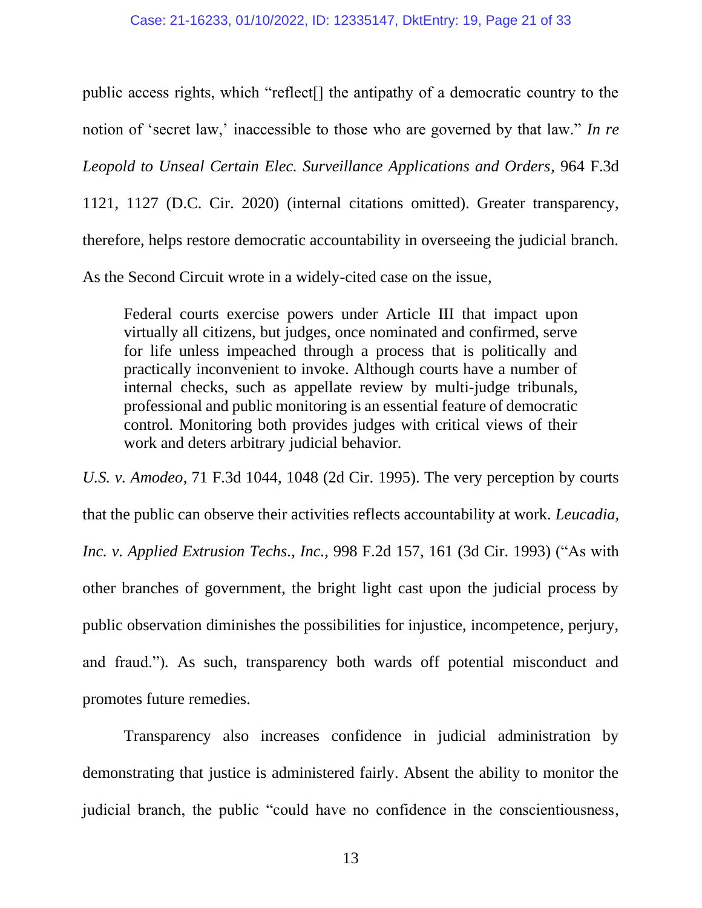public access rights, which "reflect[] the antipathy of a democratic country to the notion of 'secret law,' inaccessible to those who are governed by that law." *In re Leopold to Unseal Certain Elec. Surveillance Applications and Orders*, 964 F.3d 1121, 1127 (D.C. Cir. 2020) (internal citations omitted). Greater transparency, therefore, helps restore democratic accountability in overseeing the judicial branch. As the Second Circuit wrote in a widely-cited case on the issue,

> Federal courts exercise powers under Article III that impact upon virtually all citizens, but judges, once nominated and confirmed, serve for life unless impeached through a process that is politically and practically inconvenient to invoke. Although courts have a number of internal checks, such as appellate review by multi-judge tribunals, professional and public monitoring is an essential feature of democratic control. Monitoring both provides judges with critical views of their work and deters arbitrary judicial behavior.

*U.S. v. Amodeo*, 71 F.3d 1044, 1048 (2d Cir. 1995). The very perception by courts that the public can observe their activities reflects accountability at work. *Leucadia, Inc. v. Applied Extrusion Techs., Inc.,* 998 F.2d 157, 161 (3d Cir. 1993) ("As with other branches of government, the bright light cast upon the judicial process by public observation diminishes the possibilities for injustice, incompetence, perjury, and fraud."). As such, transparency both wards off potential misconduct and promotes future remedies.

Transparency also increases confidence in judicial administration by demonstrating that justice is administered fairly. Absent the ability to monitor the judicial branch, the public "could have no confidence in the conscientiousness,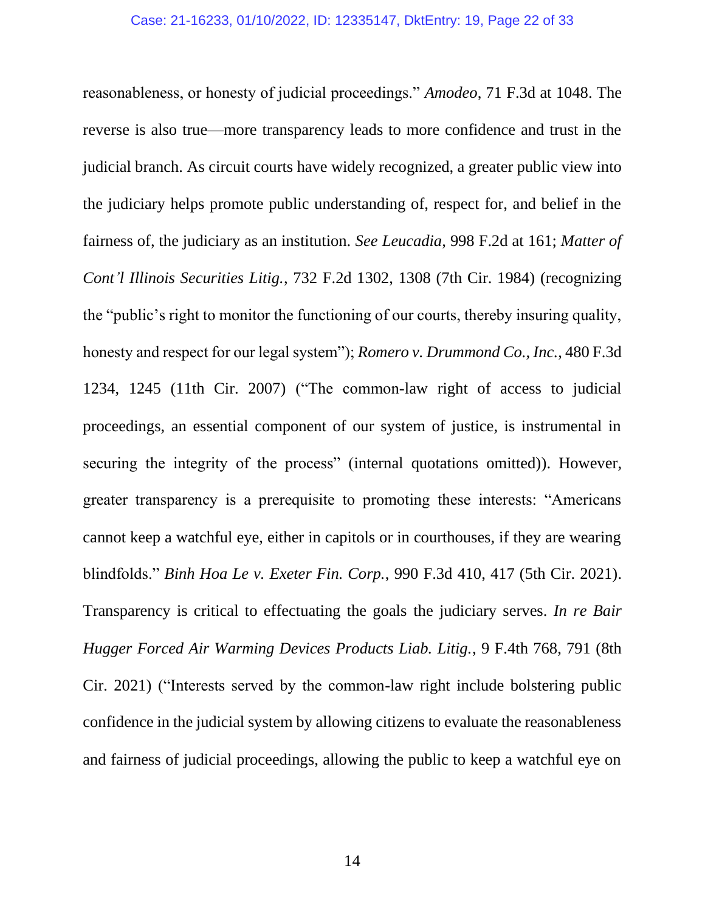reasonableness, or honesty of judicial proceedings." *Amodeo*, 71 F.3d at 1048. The reverse is also true—more transparency leads to more confidence and trust in the judicial branch. As circuit courts have widely recognized, a greater public view into the judiciary helps promote public understanding of, respect for, and belief in the fairness of, the judiciary as an institution. *See Leucadia*, 998 F.2d at 161; *Matter of Cont'l Illinois Securities Litig.*, 732 F.2d 1302, 1308 (7th Cir. 1984) (recognizing the "public's right to monitor the functioning of our courts, thereby insuring quality, honesty and respect for our legal system"); *Romero v. Drummond Co., Inc.*, 480 F.3d 1234, 1245 (11th Cir. 2007) ("The common-law right of access to judicial proceedings, an essential component of our system of justice, is instrumental in securing the integrity of the process" (internal quotations omitted)). However, greater transparency is a prerequisite to promoting these interests: "Americans cannot keep a watchful eye, either in capitols or in courthouses, if they are wearing blindfolds." *Binh Hoa Le v. Exeter Fin. Corp.*, 990 F.3d 410, 417 (5th Cir. 2021). Transparency is critical to effectuating the goals the judiciary serves. *In re Bair Hugger Forced Air Warming Devices Products Liab. Litig.*, 9 F.4th 768, 791 (8th Cir. 2021) ("Interests served by the common-law right include bolstering public confidence in the judicial system by allowing citizens to evaluate the reasonableness and fairness of judicial proceedings, allowing the public to keep a watchful eye on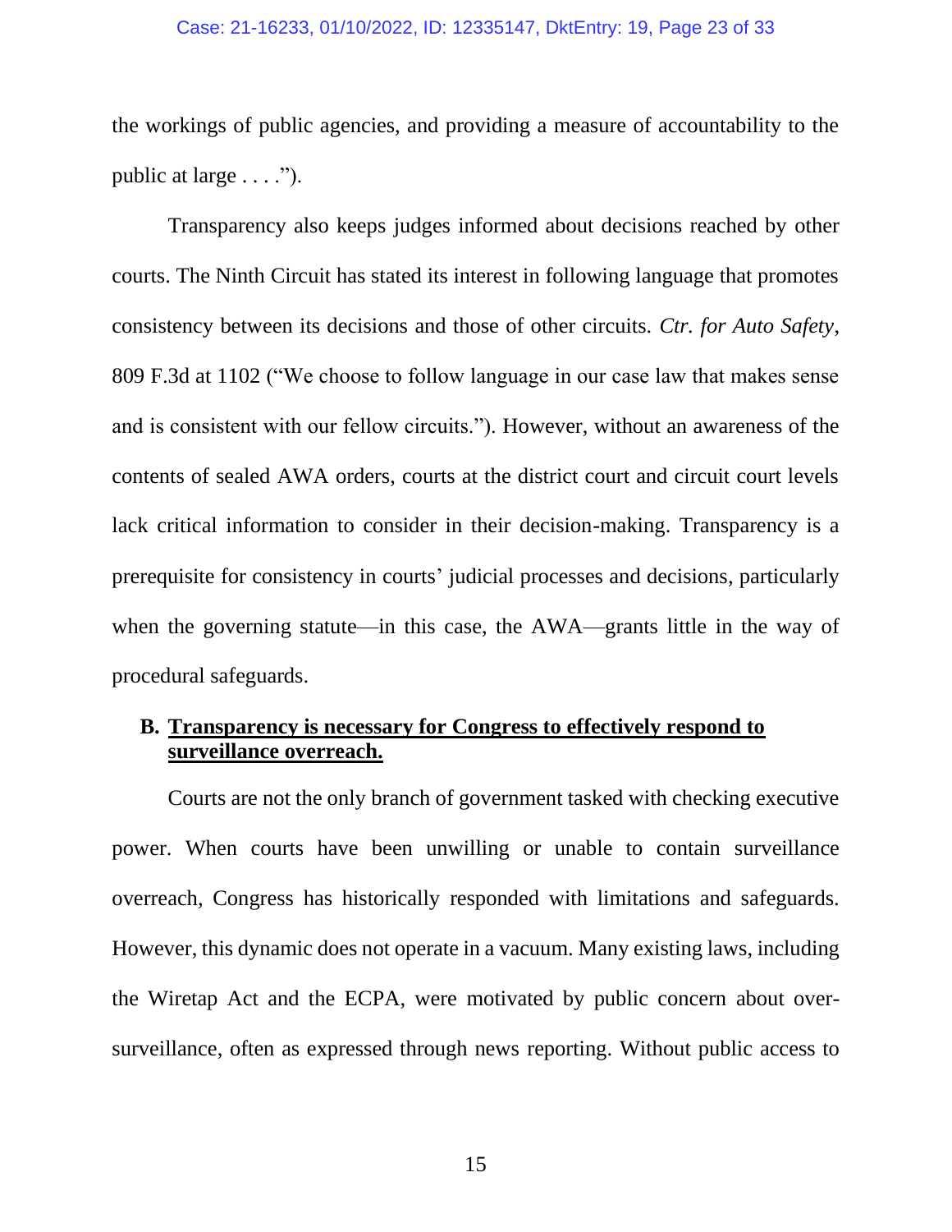the workings of public agencies, and providing a measure of accountability to the public at large . . . .").

Transparency also keeps judges informed about decisions reached by other courts. The Ninth Circuit has stated its interest in following language that promotes consistency between its decisions and those of other circuits. *Ctr. for Auto Safety*, 809 F.3d at 1102 ("We choose to follow language in our case law that makes sense and is consistent with our fellow circuits."). However, without an awareness of the contents of sealed AWA orders, courts at the district court and circuit court levels lack critical information to consider in their decision-making. Transparency is a prerequisite for consistency in courts' judicial processes and decisions, particularly when the governing statute—in this case, the AWA—grants little in the way of procedural safeguards.

### B. <u>Transparency is necessary for Congress to effectively respond to surveillance overreach.</u>

Courts are not the only branch of government tasked with checking executive power. When courts have been unwilling or unable to contain surveillance overreach, Congress has historically responded with limitations and safeguards. However, this dynamic does not operate in a vacuum. Many existing laws, including the Wiretap Act and the ECPA, were motivated by public concern about over-surveillance, often as expressed through news reporting. Without public access to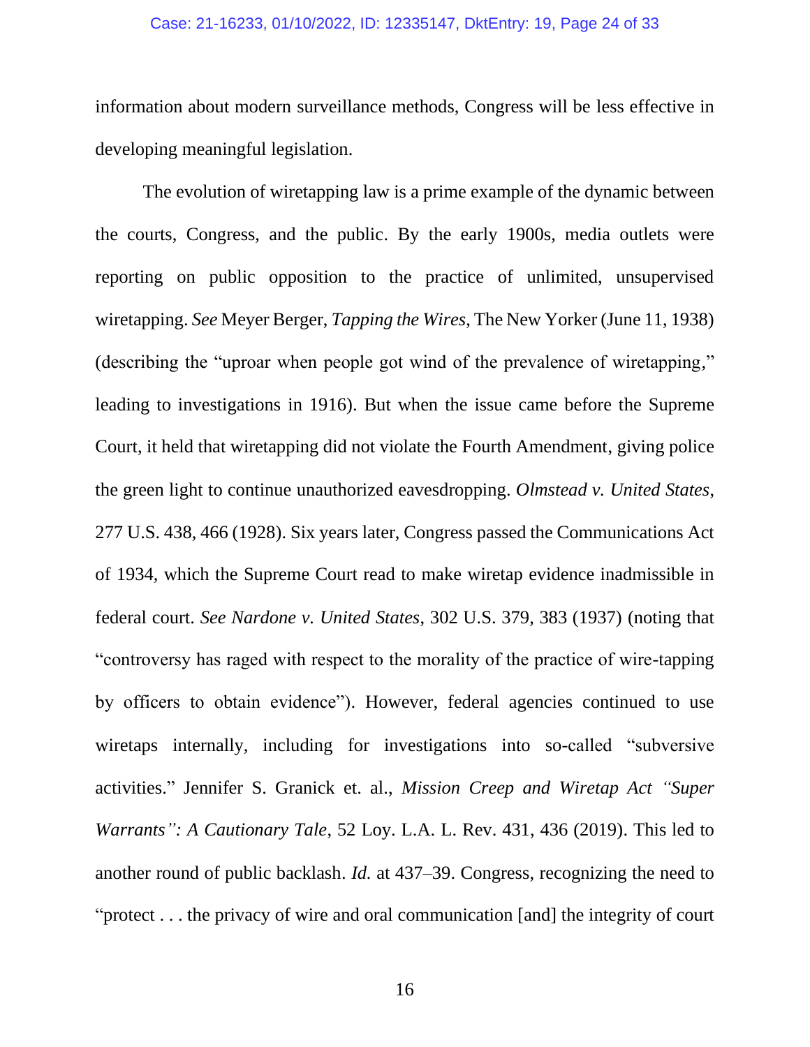information about modern surveillance methods, Congress will be less effective in developing meaningful legislation.

The evolution of wiretapping law is a prime example of the dynamic between the courts, Congress, and the public. By the early 1900s, media outlets were reporting on public opposition to the practice of unlimited, unsupervised wiretapping. *See* Meyer Berger, *Tapping the Wires*, The New Yorker (June 11, 1938) (describing the "uproar when people got wind of the prevalence of wiretapping," leading to investigations in 1916). But when the issue came before the Supreme Court, it held that wiretapping did not violate the Fourth Amendment, giving police the green light to continue unauthorized eavesdropping. *Olmstead v. United States*, 277 U.S. 438, 466 (1928). Six years later, Congress passed the Communications Act of 1934, which the Supreme Court read to make wiretap evidence inadmissible in federal court. *See Nardone v. United States*, 302 U.S. 379, 383 (1937) (noting that "controversy has raged with respect to the morality of the practice of wire-tapping by officers to obtain evidence"). However, federal agencies continued to use wiretaps internally, including for investigations into so-called "subversive activities." Jennifer S. Granick et. al., *Mission Creep and Wiretap Act "Super Warrants": A Cautionary Tale*, 52 Loy. L.A. L. Rev. 431, 436 (2019). This led to another round of public backlash. *Id.* at 437–39. Congress, recognizing the need to "protect . . . the privacy of wire and oral communication [and] the integrity of court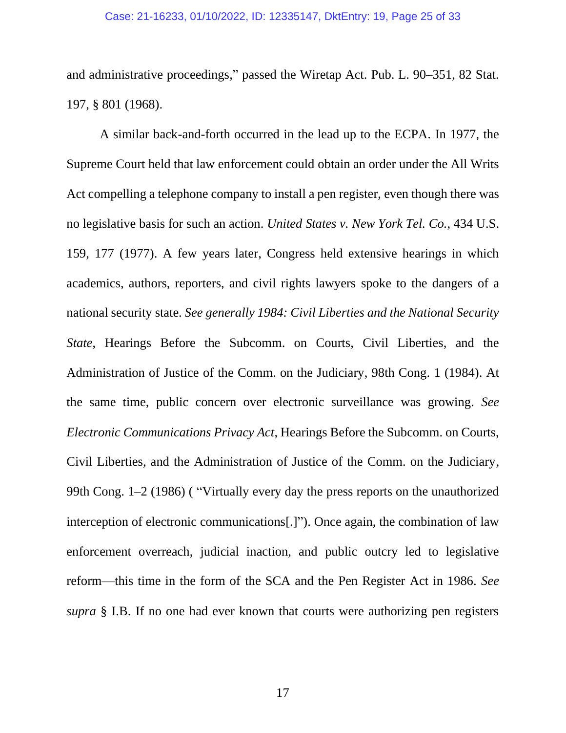and administrative proceedings," passed the Wiretap Act. Pub. L. 90–351, 82 Stat. 197, § 801 (1968).

A similar back-and-forth occurred in the lead up to the ECPA. In 1977, the Supreme Court held that law enforcement could obtain an order under the All Writs Act compelling a telephone company to install a pen register, even though there was no legislative basis for such an action. *United States v. New York Tel. Co.*, 434 U.S. 159, 177 (1977). A few years later, Congress held extensive hearings in which academics, authors, reporters, and civil rights lawyers spoke to the dangers of a national security state. *See generally 1984: Civil Liberties and the National Security State*, Hearings Before the Subcomm. on Courts, Civil Liberties, and the Administration of Justice of the Comm. on the Judiciary, 98th Cong. 1 (1984). At the same time, public concern over electronic surveillance was growing. *See Electronic Communications Privacy Act*, Hearings Before the Subcomm. on Courts, Civil Liberties, and the Administration of Justice of the Comm. on the Judiciary, 99th Cong. 1–2 (1986) ( "Virtually every day the press reports on the unauthorized interception of electronic communications[.]"). Once again, the combination of law enforcement overreach, judicial inaction, and public outcry led to legislative reform—this time in the form of the SCA and the Pen Register Act in 1986. *See supra* § I.B. If no one had ever known that courts were authorizing pen registers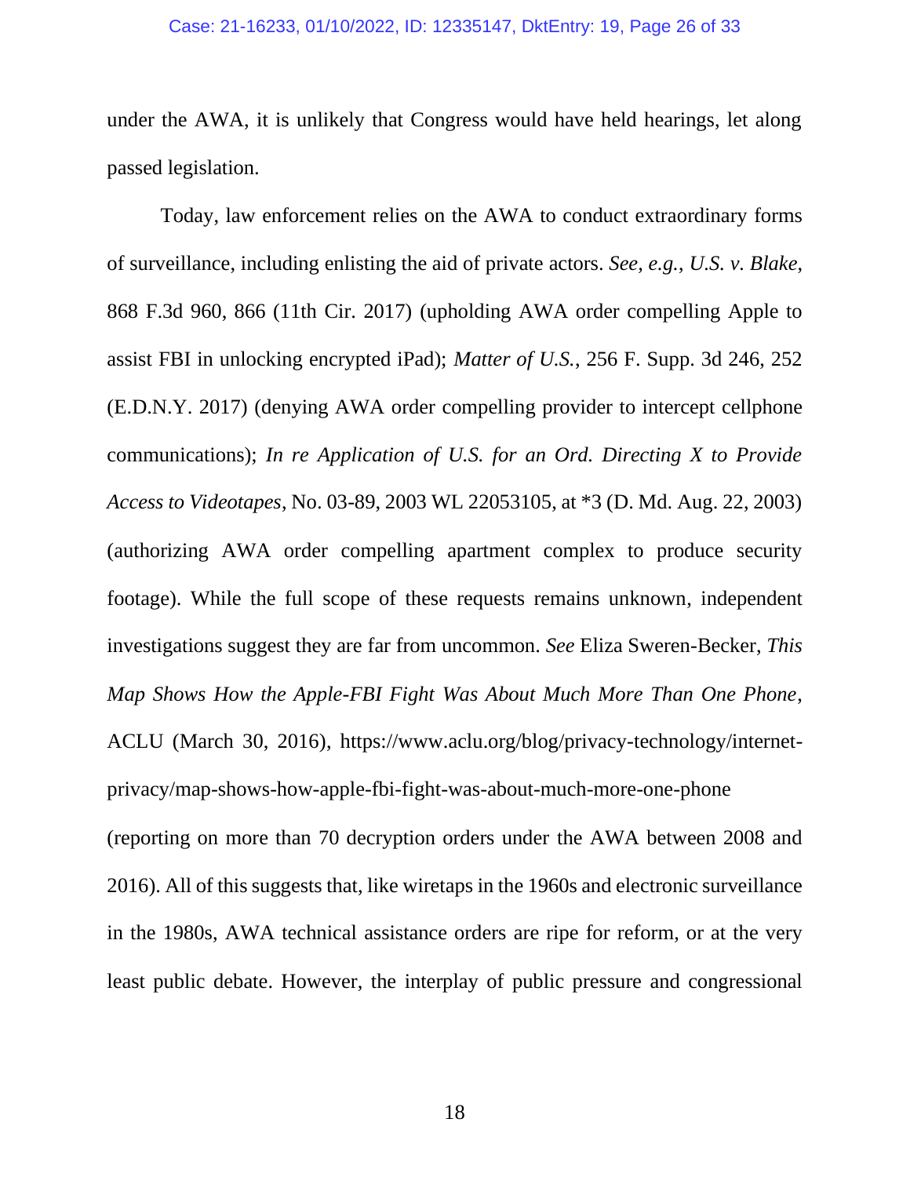under the AWA, it is unlikely that Congress would have held hearings, let along passed legislation.

Today, law enforcement relies on the AWA to conduct extraordinary forms of surveillance, including enlisting the aid of private actors. *See, e.g.*, *U.S. v. Blake*, 868 F.3d 960, 866 (11th Cir. 2017) (upholding AWA order compelling Apple to assist FBI in unlocking encrypted iPad); *Matter of U.S.*, 256 F. Supp. 3d 246, 252 (E.D.N.Y. 2017) (denying AWA order compelling provider to intercept cellphone communications); *In re Application of U.S. for an Ord. Directing X to Provide Access to Videotapes*, No. 03-89, 2003 WL 22053105, at *3 (D. Md. Aug. 22, 2003) (authorizing AWA order compelling apartment complex to produce security footage). While the full scope of these requests remains unknown, independent investigations suggest they are far from uncommon. *See* Eliza Sweren-Becker, *This Map Shows How the Apple-FBI Fight Was About Much More Than One Phone*, ACLU (March 30, 2016), https://www.aclu.org/blog/privacy-technology/internet-privacy/map-shows-how-apple-fbi-fight-was-about-much-more-one-phone (reporting on more than 70 decryption orders under the AWA between 2008 and 2016). All of this suggests that, like wiretaps in the 1960s and electronic surveillance in the 1980s, AWA technical assistance orders are ripe for reform, or at the very least public debate. However, the interplay of public pressure and congressional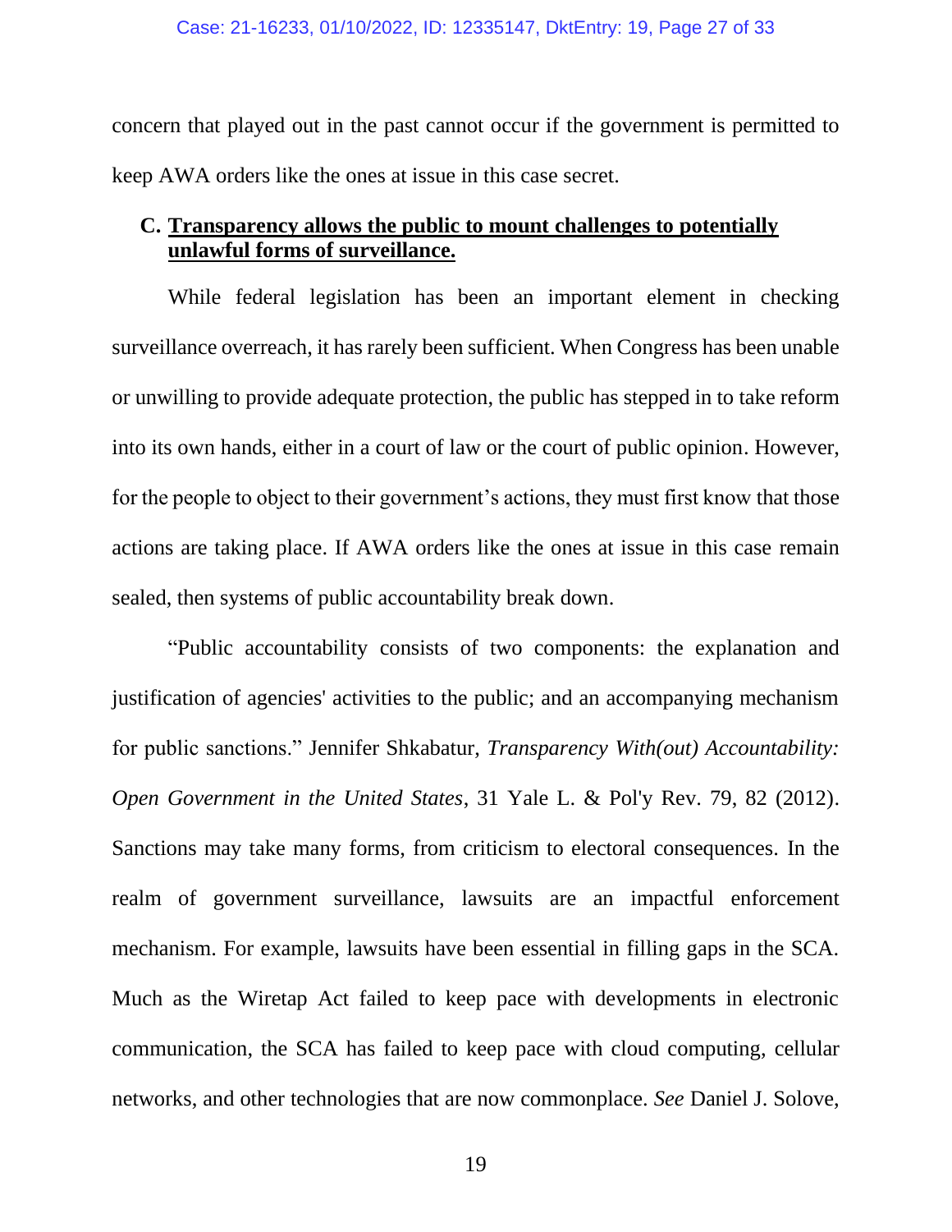concern that played out in the past cannot occur if the government is permitted to keep AWA orders like the ones at issue in this case secret.

### C. **Transparency allows the public to mount challenges to potentially unlawful forms of surveillance.**

While federal legislation has been an important element in checking surveillance overreach, it has rarely been sufficient. When Congress has been unable or unwilling to provide adequate protection, the public has stepped in to take reform into its own hands, either in a court of law or the court of public opinion. However, for the people to object to their government's actions, they must first know that those actions are taking place. If AWA orders like the ones at issue in this case remain sealed, then systems of public accountability break down.

"Public accountability consists of two components: the explanation and justification of agencies' activities to the public; and an accompanying mechanism for public sanctions." Jennifer Shkabatur, *Transparency With(out) Accountability: Open Government in the United States*, 31 Yale L. & Pol'y Rev. 79, 82 (2012). Sanctions may take many forms, from criticism to electoral consequences. In the realm of government surveillance, lawsuits are an impactful enforcement mechanism. For example, lawsuits have been essential in filling gaps in the SCA. Much as the Wiretap Act failed to keep pace with developments in electronic communication, the SCA has failed to keep pace with cloud computing, cellular networks, and other technologies that are now commonplace. *See* Daniel J. Solove,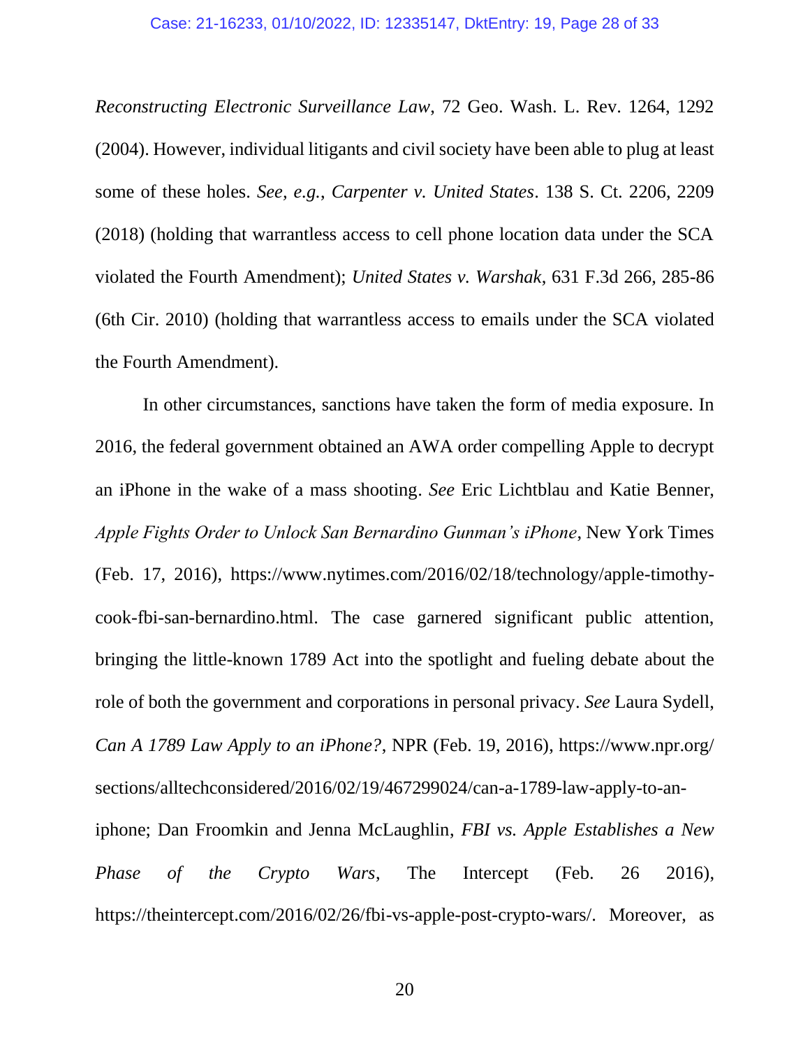*Reconstructing Electronic Surveillance Law*, 72 Geo. Wash. L. Rev. 1264, 1292 (2004). However, individual litigants and civil society have been able to plug at least some of these holes. *See, e.g.*, *Carpenter v. United States*. 138 S. Ct. 2206, 2209 (2018) (holding that warrantless access to cell phone location data under the SCA violated the Fourth Amendment); *United States v. Warshak*, 631 F.3d 266, 285-86 (6th Cir. 2010) (holding that warrantless access to emails under the SCA violated the Fourth Amendment).

In other circumstances, sanctions have taken the form of media exposure. In 2016, the federal government obtained an AWA order compelling Apple to decrypt an iPhone in the wake of a mass shooting. *See* Eric Lichtblau and Katie Benner, *Apple Fights Order to Unlock San Bernardino Gunman's iPhone*, New York Times (Feb. 17, 2016), https://www.nytimes.com/2016/02/18/technology/apple-timothy-cook-fbi-san-bernardino.html. The case garnered significant public attention, bringing the little-known 1789 Act into the spotlight and fueling debate about the role of both the government and corporations in personal privacy. *See* Laura Sydell, *Can A 1789 Law Apply to an iPhone?*, NPR (Feb. 19, 2016), https://www.npr.org/sections/alltechconsidered/2016/02/19/467299024/can-a-1789-law-apply-to-an-iphone; Dan Froomkin and Jenna McLaughlin, *FBI vs. Apple Establishes a New Phase of the Crypto Wars*, The Intercept (Feb. 26 2016), https://theintercept.com/2016/02/26/fbi-vs-apple-post-crypto-wars/. Moreover, as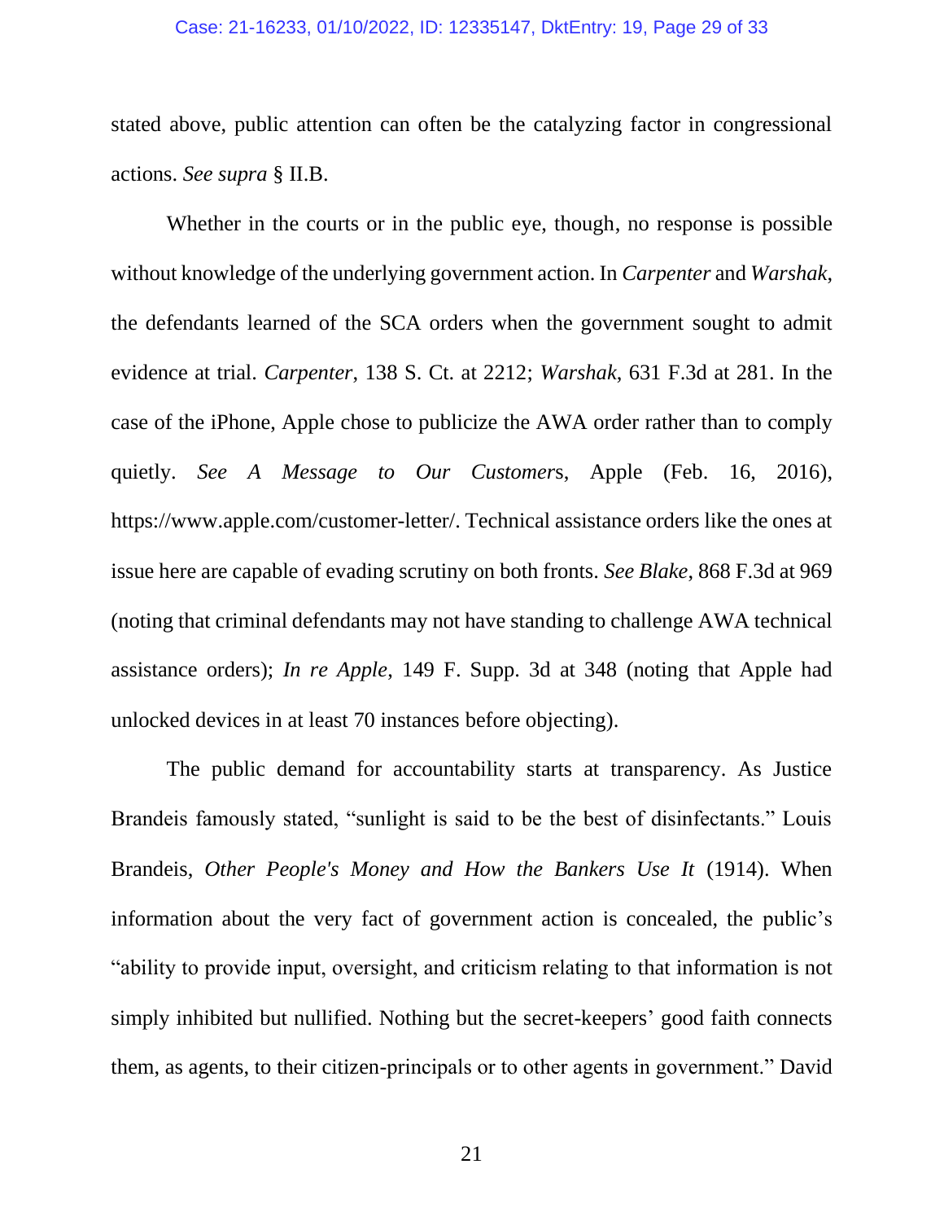stated above, public attention can often be the catalyzing factor in congressional actions. *See supra* § II.B.

Whether in the courts or in the public eye, though, no response is possible without knowledge of the underlying government action. In *Carpenter* and *Warshak*, the defendants learned of the SCA orders when the government sought to admit evidence at trial. *Carpenter*, 138 S. Ct. at 2212; *Warshak*, 631 F.3d at 281. In the case of the iPhone, Apple chose to publicize the AWA order rather than to comply quietly. *See A Message to Our Customers*, Apple (Feb. 16, 2016), https://www.apple.com/customer-letter/. Technical assistance orders like the ones at issue here are capable of evading scrutiny on both fronts. *See Blake*, 868 F.3d at 969 (noting that criminal defendants may not have standing to challenge AWA technical assistance orders); *In re Apple*, 149 F. Supp. 3d at 348 (noting that Apple had unlocked devices in at least 70 instances before objecting).

The public demand for accountability starts at transparency. As Justice Brandeis famously stated, "sunlight is said to be the best of disinfectants." Louis Brandeis, *Other People's Money and How the Bankers Use It* (1914). When information about the very fact of government action is concealed, the public's "ability to provide input, oversight, and criticism relating to that information is not simply inhibited but nullified. Nothing but the secret-keepers' good faith connects them, as agents, to their citizen-principals or to other agents in government." David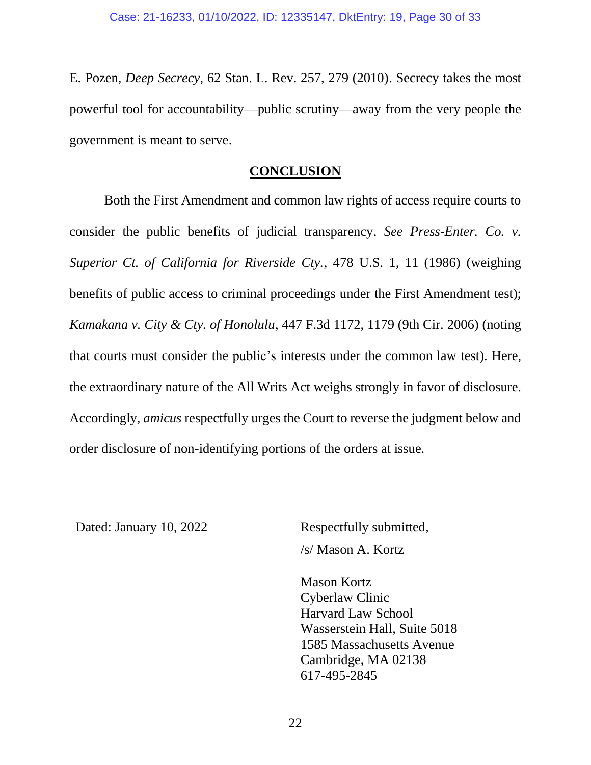E. Pozen, *Deep Secrecy*, 62 Stan. L. Rev. 257, 279 (2010). Secrecy takes the most powerful tool for accountability—public scrutiny—away from the very people the government is meant to serve.

## **CONCLUSION**

Both the First Amendment and common law rights of access require courts to consider the public benefits of judicial transparency. *See Press-Enter. Co. v. Superior Ct. of California for Riverside Cty.*, 478 U.S. 1, 11 (1986) (weighing benefits of public access to criminal proceedings under the First Amendment test); *Kamakana v. City & Cty. of Honolulu*, 447 F.3d 1172, 1179 (9th Cir. 2006) (noting that courts must consider the public's interests under the common law test). Here, the extraordinary nature of the All Writs Act weighs strongly in favor of disclosure. Accordingly, *amicus* respectfully urges the Court to reverse the judgment below and order disclosure of non-identifying portions of the orders at issue.

Dated: January 10, 2022

Respectfully submitted,

/s/ Mason A. Kortz

Mason Kortz
Cyberlaw Clinic
Harvard Law School
Wasserstein Hall, Suite 5018
1585 Massachusetts Avenue
Cambridge, MA 02138
617-495-2845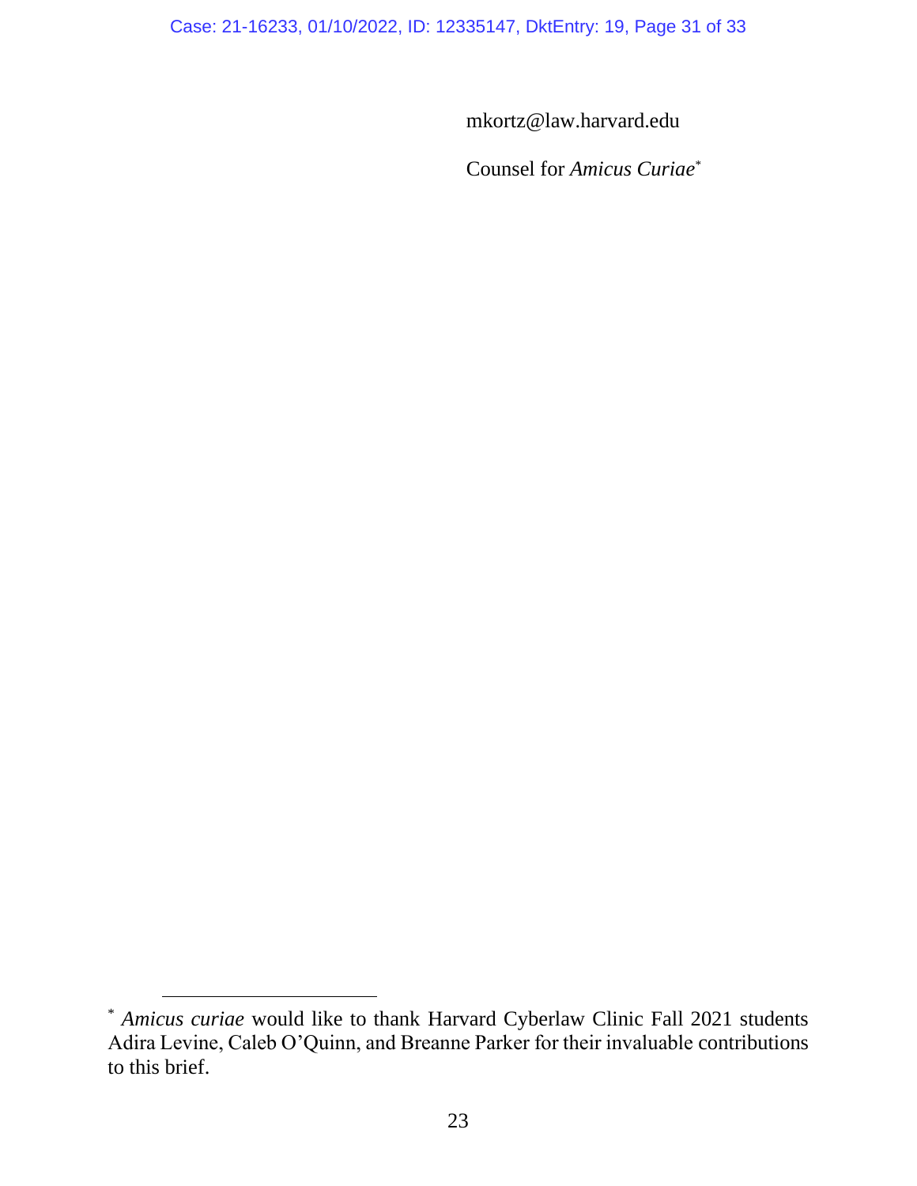mkortz@law.harvard.edu

Counsel for *Amicus Curiae*[*]

---

[*] *Amicus curiae* would like to thank Harvard Cyberlaw Clinic Fall 2021 students Adira Levine, Caleb O'Quinn, and Breanne Parker for their invaluable contributions to this brief.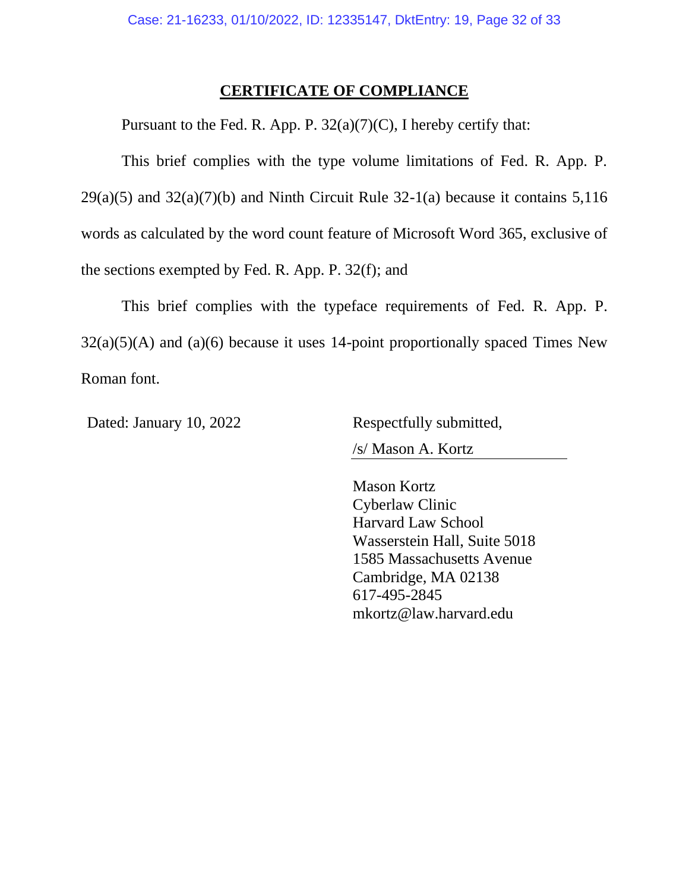## CERTIFICATE OF COMPLIANCE

Pursuant to the Fed. R. App. P. 32(a)(7)(C), I hereby certify that:

This brief complies with the type volume limitations of Fed. R. App. P. 29(a)(5) and 32(a)(7)(b) and Ninth Circuit Rule 32-1(a) because it contains 5,116 words as calculated by the word count feature of Microsoft Word 365, exclusive of the sections exempted by Fed. R. App. P. 32(f); and

This brief complies with the typeface requirements of Fed. R. App. P. 32(a)(5)(A) and (a)(6) because it uses 14-point proportionally spaced Times New Roman font.

Dated: January 10, 2022

Respectfully submitted,

/s/ Mason A. Kortz

Mason Kortz
Cyberlaw Clinic
Harvard Law School
Wasserstein Hall, Suite 5018
1585 Massachusetts Avenue
Cambridge, MA 02138
617-495-2845
mkortz@law.harvard.edu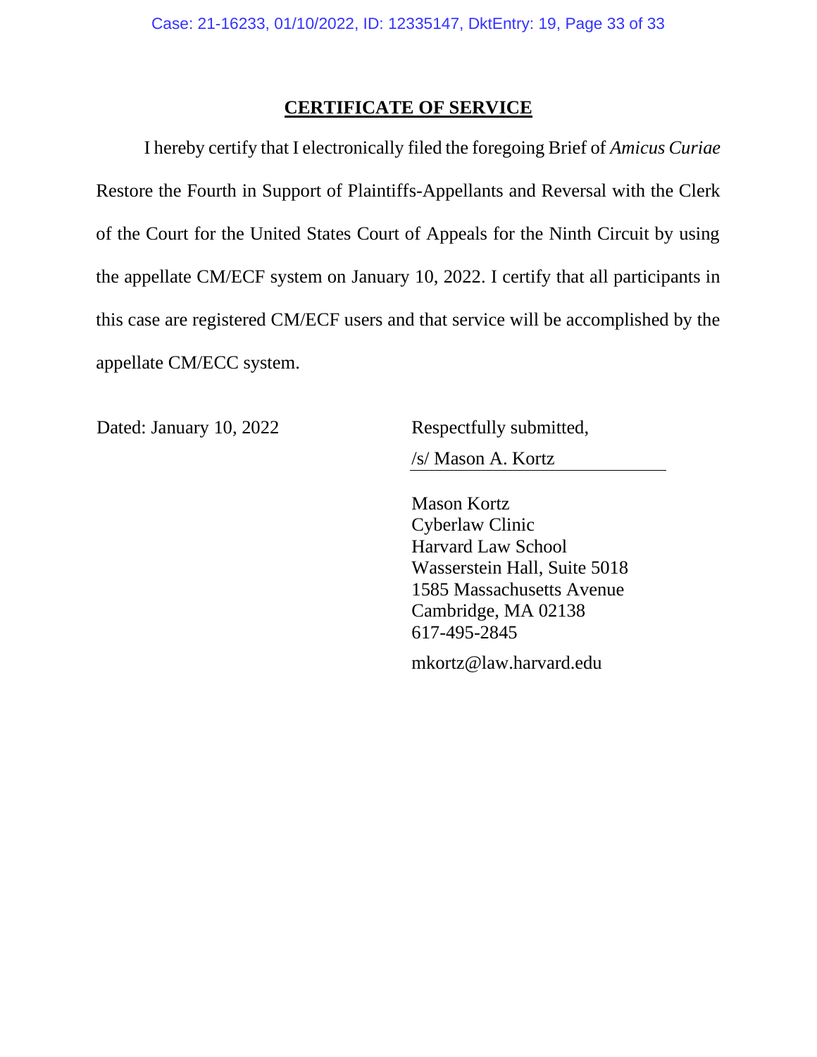## CERTIFICATE OF SERVICE

I hereby certify that I electronically filed the foregoing Brief of *Amicus Curiae* Restore the Fourth in Support of Plaintiffs-Appellants and Reversal with the Clerk of the Court for the United States Court of Appeals for the Ninth Circuit by using the appellate CM/ECF system on January 10, 2022. I certify that all participants in this case are registered CM/ECF users and that service will be accomplished by the appellate CM/ECC system.

Dated: January 10, 2022

Respectfully submitted,

/s/ Mason A. Kortz

Mason Kortz
Cyberlaw Clinic
Harvard Law School
Wasserstein Hall, Suite 5018
1585 Massachusetts Avenue
Cambridge, MA 02138
617-495-2845

mkortz@law.harvard.edu